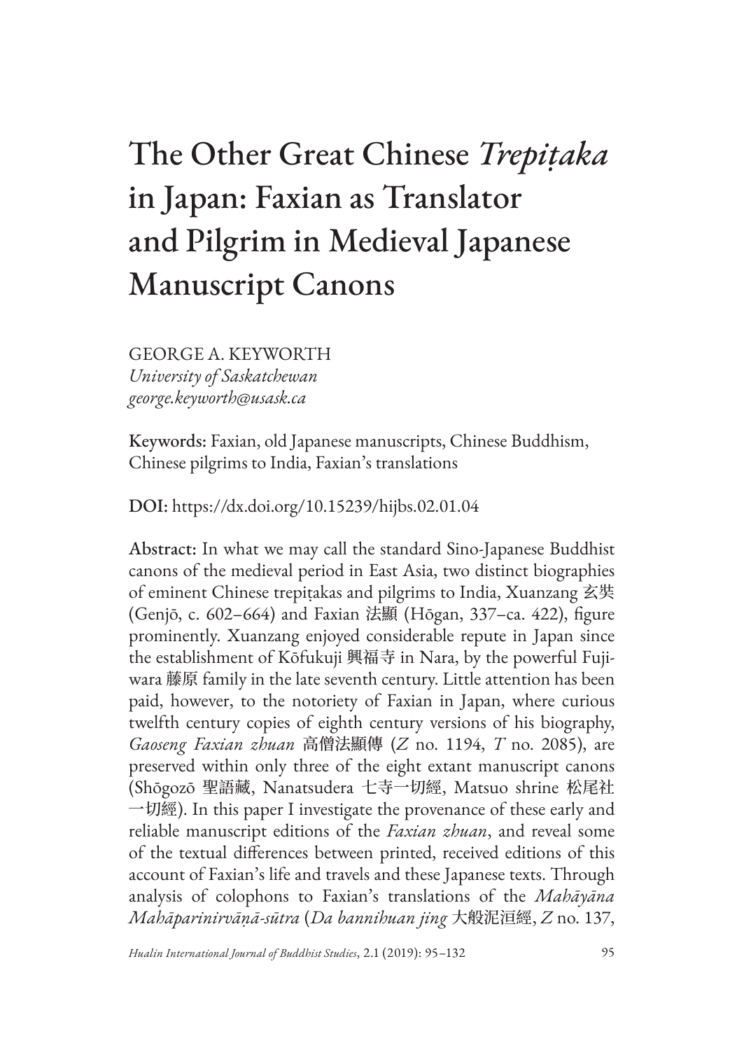# The Other Great Chinese *Trepiṭaka* in Japan: Faxian as Translator and Pilgrim in Medieval Japanese Manuscript Canons

GEORGE A. KEYWORTH
*University of Saskatchewan*
*george.keyworth@usask.ca*

**Keywords:** Faxian, old Japanese manuscripts, Chinese Buddhism, Chinese pilgrims to India, Faxian's translations

**DOI:** https://dx.doi.org/10.15239/hijbs.02.01.04

**Abstract:** In what we may call the standard Sino-Japanese Buddhist canons of the medieval period in East Asia, two distinct biographies of eminent Chinese trepiṭakas and pilgrims to India, Xuanzang 玄奘 (Genjō, c. 602–664) and Faxian 法顯 (Hōgan, 337–ca. 422), figure prominently. Xuanzang enjoyed considerable repute in Japan since the establishment of Kōfukuji 興福寺 in Nara, by the powerful Fujiwara 藤原 family in the late seventh century. Little attention has been paid, however, to the notoriety of Faxian in Japan, where curious twelfth century copies of eighth century versions of his biography, *Gaoseng Faxian zhuan* 高僧法顯傳 (*Z* no. 1194, *T* no. 2085), are preserved within only three of the eight extant manuscript canons (Shōgozō 聖語藏, Nanatsudera 七寺一切經, Matsuo shrine 松尾社一切經). In this paper I investigate the provenance of these early and reliable manuscript editions of the *Faxian zhuan*, and reveal some of the textual differences between printed, received editions of this account of Faxian's life and travels and these Japanese texts. Through analysis of colophons to Faxian's translations of the *Mahāyāna Mahāparinirvāṇā-sūtra* (*Da bannihuan jing* 大般泥洹經, *Z* no. 137,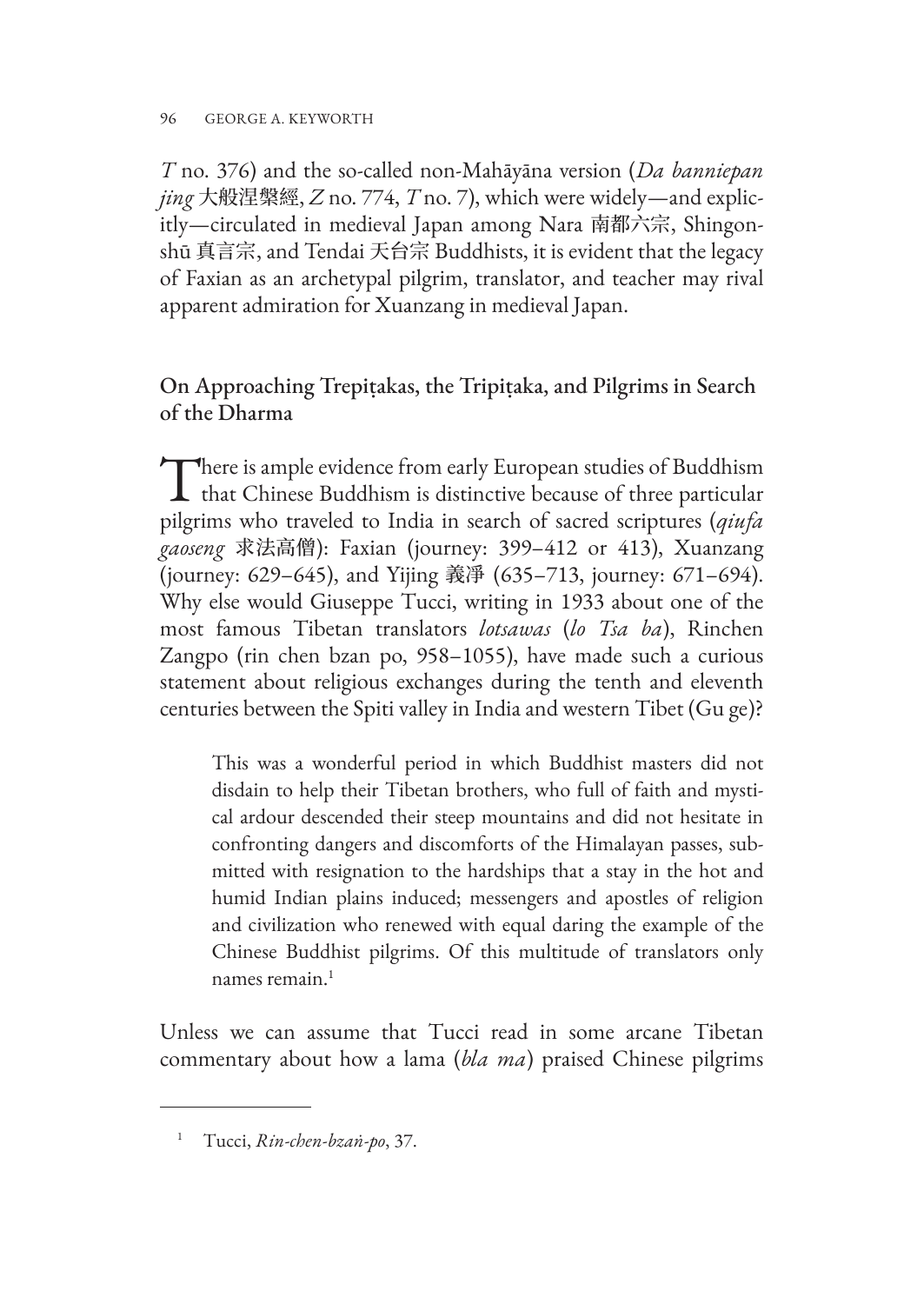*T* no. 376) and the so-called non-Mahāyāna version (*Da banniepan jing* 大般涅槃經, *Z* no. 774, *T* no. 7), which were widely—and explicitly—circulated in medieval Japan among Nara 南都六宗, Shingon-shū 真言宗, and Tendai 天台宗 Buddhists, it is evident that the legacy of Faxian as an archetypal pilgrim, translator, and teacher may rival apparent admiration for Xuanzang in medieval Japan.

## On Approaching Trepiṭakas, the Tripiṭaka, and Pilgrims in Search of the Dharma

There is ample evidence from early European studies of Buddhism that Chinese Buddhism is distinctive because of three particular pilgrims who traveled to India in search of sacred scriptures (*qiufa gaoseng* 求法高僧): Faxian (journey: 399–412 or 413), Xuanzang (journey: 629–645), and Yijing 義淨 (635–713, journey: 671–694). Why else would Giuseppe Tucci, writing in 1933 about one of the most famous Tibetan translators *lotsawas* (*lo Tsa ba*), Rinchen Zangpo (rin chen bzan po, 958–1055), have made such a curious statement about religious exchanges during the tenth and eleventh centuries between the Spiti valley in India and western Tibet (Gu ge)?

> This was a wonderful period in which Buddhist masters did not disdain to help their Tibetan brothers, who full of faith and mystical ardour descended their steep mountains and did not hesitate in confronting dangers and discomforts of the Himalayan passes, submitted with resignation to the hardships that a stay in the hot and humid Indian plains induced; messengers and apostles of religion and civilization who renewed with equal daring the example of the Chinese Buddhist pilgrims. Of this multitude of translators only names remain.[1]

Unless we can assume that Tucci read in some arcane Tibetan commentary about how a lama (*bla ma*) praised Chinese pilgrims

[1] Tucci, *Rin-chen-bzaṅ-po*, 37.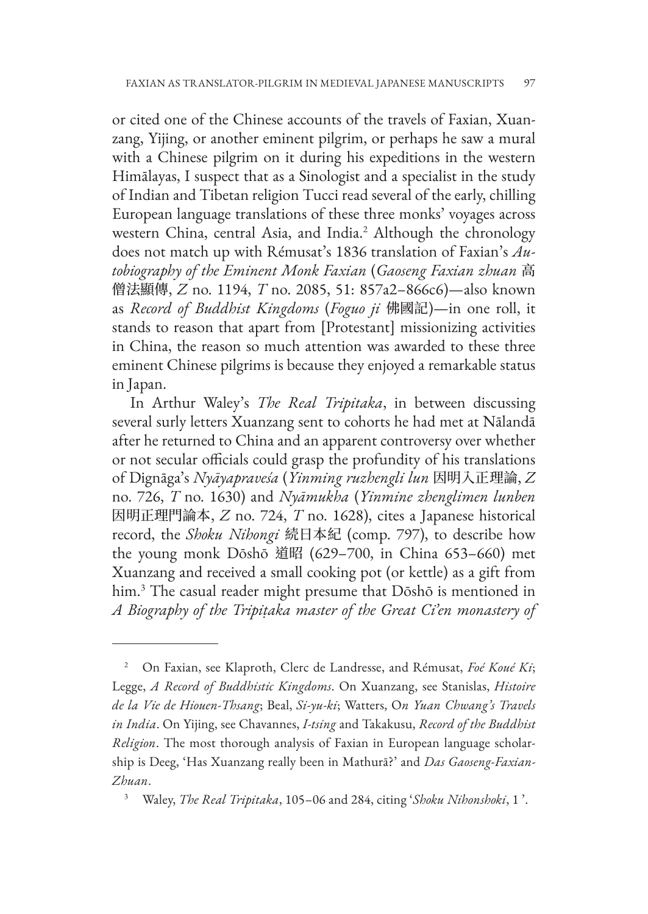or cited one of the Chinese accounts of the travels of Faxian, Xuanzang, Yijing, or another eminent pilgrim, or perhaps he saw a mural with a Chinese pilgrim on it during his expeditions in the western Himālayas, I suspect that as a Sinologist and a specialist in the study of Indian and Tibetan religion Tucci read several of the early, chilling European language translations of these three monks' voyages across western China, central Asia, and India.[2] Although the chronology does not match up with Rémusat's 1836 translation of Faxian's *Autobiography of the Eminent Monk Faxian* (*Gaoseng Faxian zhuan* 高僧法顯傳, *Z* no. 1194, *T* no. 2085, 51: 857a2–866c6)—also known as *Record of Buddhist Kingdoms* (*Foguo ji* 佛國記)—in one roll, it stands to reason that apart from [Protestant] missionizing activities in China, the reason so much attention was awarded to these three eminent Chinese pilgrims is because they enjoyed a remarkable status in Japan.

In Arthur Waley's *The Real Tripitaka*, in between discussing several surly letters Xuanzang sent to cohorts he had met at Nālandā after he returned to China and an apparent controversy over whether or not secular officials could grasp the profundity of his translations of Dignāga's *Nyāyapraveśa* (*Yinming ruzhengli lun* 因明入正理論, *Z* no. 726, *T* no. 1630) and *Nyāmukha* (*Yinmine zhenglimen lunben* 因明正理門論本, *Z* no. 724, *T* no. 1628), cites a Japanese historical record, the *Shoku Nihongi* 続日本紀 (comp. 797), to describe how the young monk Dōshō 道昭 (629–700, in China 653–660) met Xuanzang and received a small cooking pot (or kettle) as a gift from him.[3] The casual reader might presume that Dōshō is mentioned in *A Biography of the Tripiṭaka master of the Great Ci'en monastery of*

---

[2] On Faxian, see Klaproth, Clerc de Landresse, and Rémusat, *Foé Koué Ki*; Legge, *A Record of Buddhistic Kingdoms*. On Xuanzang, see Stanislas, *Histoire de la Vie de Hiouen-Thsang*; Beal, *Si-yu-ki*; Watters, O*n Yuan Chwang's Travels in India*. On Yijing, see Chavannes, *I-tsing* and Takakusu, *Record of the Buddhist Religion*. The most thorough analysis of Faxian in European language scholarship is Deeg, 'Has Xuanzang really been in Mathurā?' and *Das Gaoseng-Faxian-Zhuan*.

[3] Waley, *The Real Tripitaka*, 105–06 and 284, citing '*Shoku Nihonshoki*, 1 '.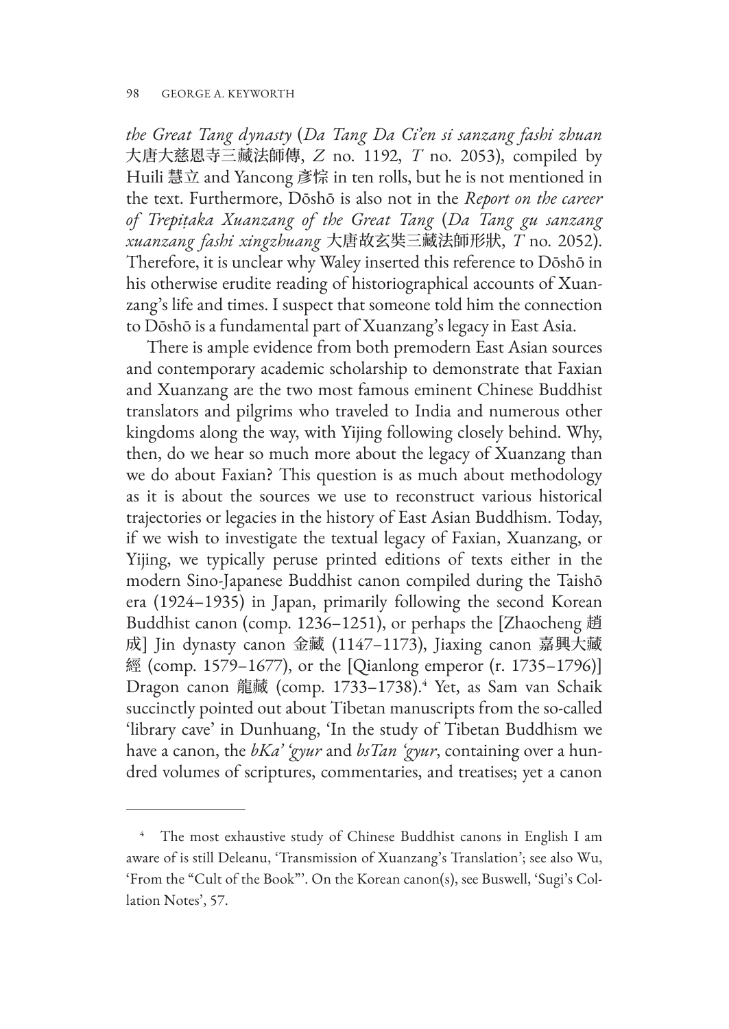*the Great Tang dynasty* (*Da Tang Da Ci'en si sanzang fashi zhuan* 大唐大慈恩寺三藏法師傳, *Z* no. 1192, *T* no. 2053), compiled by Huili 慧立 and Yancong 彥悰 in ten rolls, but he is not mentioned in the text. Furthermore, Dōshō is also not in the *Report on the career of Trepiṭaka Xuanzang of the Great Tang* (*Da Tang gu sanzang xuanzang fashi xingzhuang* 大唐故玄奘三藏法師形狀, *T* no. 2052). Therefore, it is unclear why Waley inserted this reference to Dōshō in his otherwise erudite reading of historiographical accounts of Xuanzang's life and times. I suspect that someone told him the connection to Dōshō is a fundamental part of Xuanzang's legacy in East Asia.

There is ample evidence from both premodern East Asian sources and contemporary academic scholarship to demonstrate that Faxian and Xuanzang are the two most famous eminent Chinese Buddhist translators and pilgrims who traveled to India and numerous other kingdoms along the way, with Yijing following closely behind. Why, then, do we hear so much more about the legacy of Xuanzang than we do about Faxian? This question is as much about methodology as it is about the sources we use to reconstruct various historical trajectories or legacies in the history of East Asian Buddhism. Today, if we wish to investigate the textual legacy of Faxian, Xuanzang, or Yijing, we typically peruse printed editions of texts either in the modern Sino-Japanese Buddhist canon compiled during the Taishō era (1924–1935) in Japan, primarily following the second Korean Buddhist canon (comp. 1236–1251), or perhaps the [Zhaocheng 趙成] Jin dynasty canon 金藏 (1147–1173), Jiaxing canon 嘉興大藏經 (comp. 1579–1677), or the [Qianlong emperor (r. 1735–1796)] Dragon canon 龍藏 (comp. 1733–1738).[4] Yet, as Sam van Schaik succinctly pointed out about Tibetan manuscripts from the so-called 'library cave' in Dunhuang, 'In the study of Tibetan Buddhism we have a canon, the *bKa' 'gyur* and *bsTan 'gyur*, containing over a hundred volumes of scriptures, commentaries, and treatises; yet a canon

---

[4] The most exhaustive study of Chinese Buddhist canons in English I am aware of is still Deleanu, 'Transmission of Xuanzang's Translation'; see also Wu, 'From the "Cult of the Book"'. On the Korean canon(s), see Buswell, 'Sugi's Collation Notes', 57.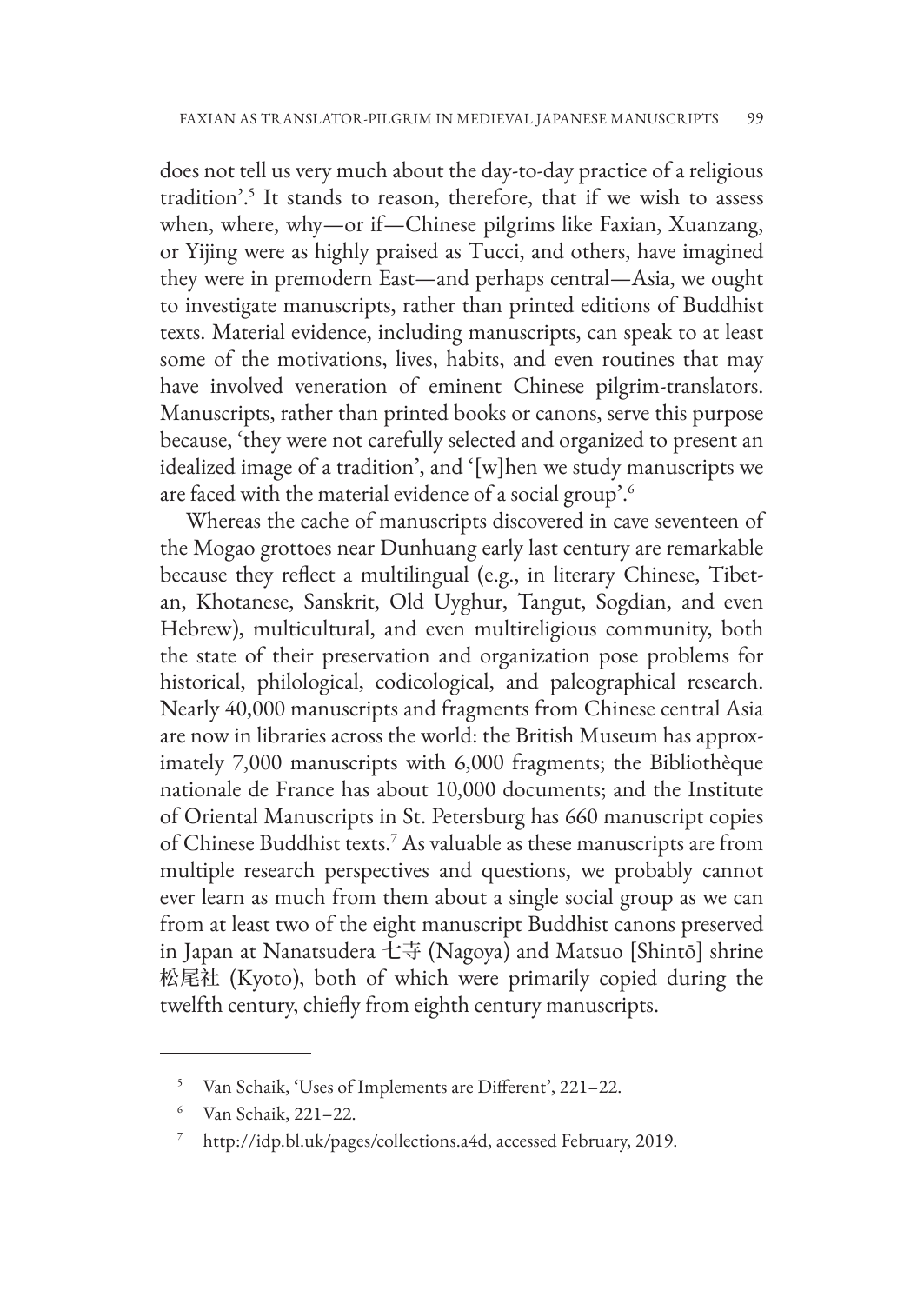does not tell us very much about the day-to-day practice of a religious tradition'.[5] It stands to reason, therefore, that if we wish to assess when, where, why—or if—Chinese pilgrims like Faxian, Xuanzang, or Yijing were as highly praised as Tucci, and others, have imagined they were in premodern East—and perhaps central—Asia, we ought to investigate manuscripts, rather than printed editions of Buddhist texts. Material evidence, including manuscripts, can speak to at least some of the motivations, lives, habits, and even routines that may have involved veneration of eminent Chinese pilgrim-translators. Manuscripts, rather than printed books or canons, serve this purpose because, 'they were not carefully selected and organized to present an idealized image of a tradition', and '[w]hen we study manuscripts we are faced with the material evidence of a social group'.[6]

Whereas the cache of manuscripts discovered in cave seventeen of the Mogao grottoes near Dunhuang early last century are remarkable because they reflect a multilingual (e.g., in literary Chinese, Tibetan, Khotanese, Sanskrit, Old Uyghur, Tangut, Sogdian, and even Hebrew), multicultural, and even multireligious community, both the state of their preservation and organization pose problems for historical, philological, codicological, and paleographical research. Nearly 40,000 manuscripts and fragments from Chinese central Asia are now in libraries across the world: the British Museum has approximately 7,000 manuscripts with 6,000 fragments; the Bibliothèque nationale de France has about 10,000 documents; and the Institute of Oriental Manuscripts in St. Petersburg has 660 manuscript copies of Chinese Buddhist texts.[7] As valuable as these manuscripts are from multiple research perspectives and questions, we probably cannot ever learn as much from them about a single social group as we can from at least two of the eight manuscript Buddhist canons preserved in Japan at Nanatsudera 七寺 (Nagoya) and Matsuo [Shintō] shrine 松尾社 (Kyoto), both of which were primarily copied during the twelfth century, chiefly from eighth century manuscripts.

---

[5] Van Schaik, 'Uses of Implements are Different', 221–22.

[6] Van Schaik, 221–22.

[7] http://idp.bl.uk/pages/collections.a4d, accessed February, 2019.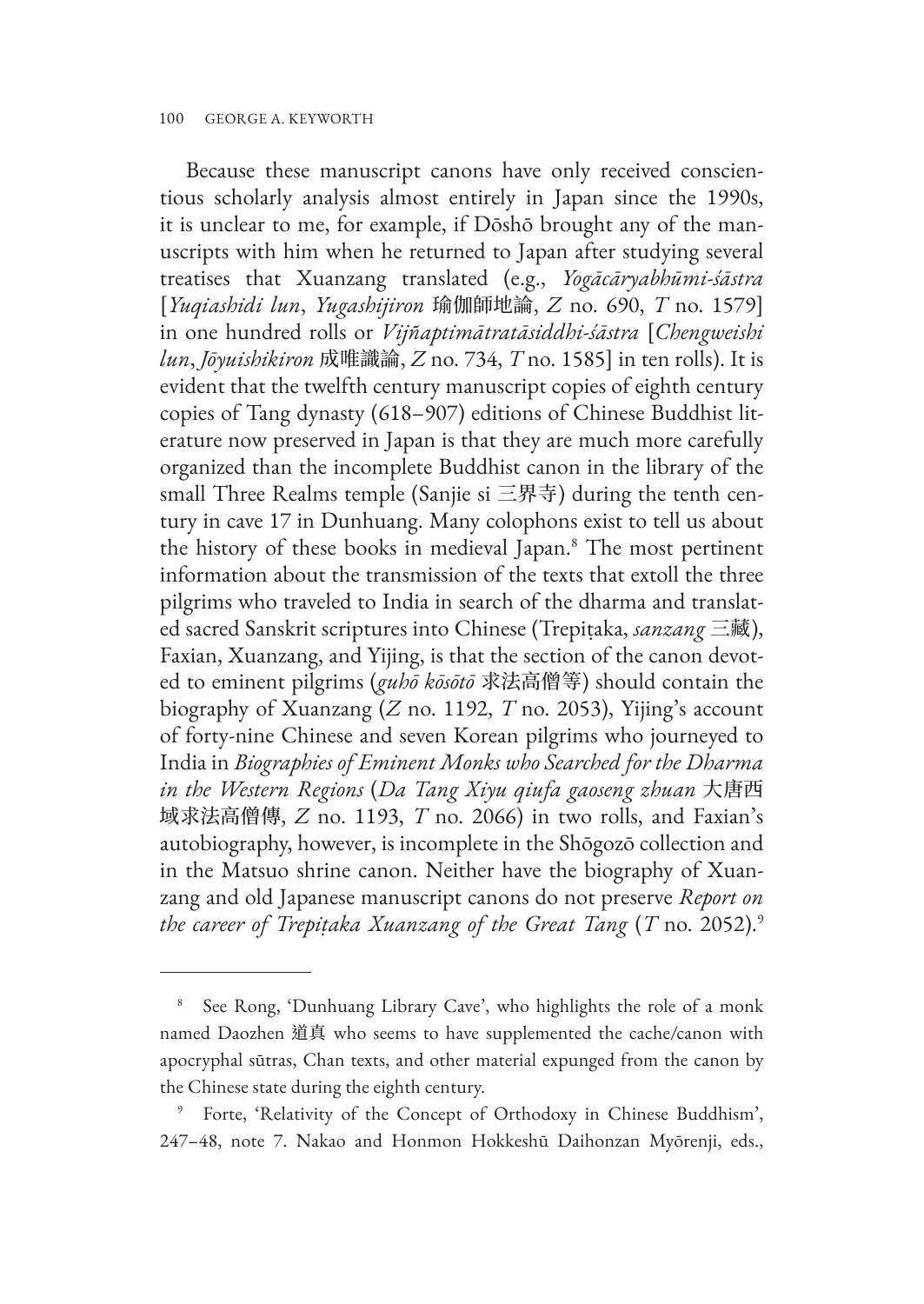Because these manuscript canons have only received conscientious scholarly analysis almost entirely in Japan since the 1990s, it is unclear to me, for example, if Dōshō brought any of the manuscripts with him when he returned to Japan after studying several treatises that Xuanzang translated (e.g., *Yogācāryabhūmi-śāstra* [*Yuqiashidi lun*, *Yugashijiron* 瑜伽師地論, *Z* no. 690, *T* no. 1579] in one hundred rolls or *Vijñaptimātratāsiddhi-śāstra* [*Chengweishi lun*, *Jōyuishikiron* 成唯識論, *Z* no. 734, *T* no. 1585] in ten rolls). It is evident that the twelfth century manuscript copies of eighth century copies of Tang dynasty (618–907) editions of Chinese Buddhist literature now preserved in Japan is that they are much more carefully organized than the incomplete Buddhist canon in the library of the small Three Realms temple (Sanjie si 三界寺) during the tenth century in cave 17 in Dunhuang. Many colophons exist to tell us about the history of these books in medieval Japan.[8] The most pertinent information about the transmission of the texts that extoll the three pilgrims who traveled to India in search of the dharma and translated sacred Sanskrit scriptures into Chinese (Trepiṭaka, *sanzang* 三藏), Faxian, Xuanzang, and Yijing, is that the section of the canon devoted to eminent pilgrims (*guhō kōsōtō* 求法高僧等) should contain the biography of Xuanzang (*Z* no. 1192, *T* no. 2053), Yijing's account of forty-nine Chinese and seven Korean pilgrims who journeyed to India in *Biographies of Eminent Monks who Searched for the Dharma in the Western Regions* (*Da Tang Xiyu qiufa gaoseng zhuan* 大唐西域求法高僧傳, *Z* no. 1193, *T* no. 2066) in two rolls, and Faxian's autobiography, however, is incomplete in the Shōgozō collection and in the Matsuo shrine canon. Neither have the biography of Xuanzang and old Japanese manuscript canons do not preserve *Report on the career of Trepiṭaka Xuanzang of the Great Tang* (*T* no. 2052).[9]

---

[8] See Rong, 'Dunhuang Library Cave', who highlights the role of a monk named Daozhen 道真 who seems to have supplemented the cache/canon with apocryphal sūtras, Chan texts, and other material expunged from the canon by the Chinese state during the eighth century.

[9] Forte, 'Relativity of the Concept of Orthodoxy in Chinese Buddhism', 247–48, note 7. Nakao and Honmon Hokkeshū Daihonzan Myōrenji, eds.,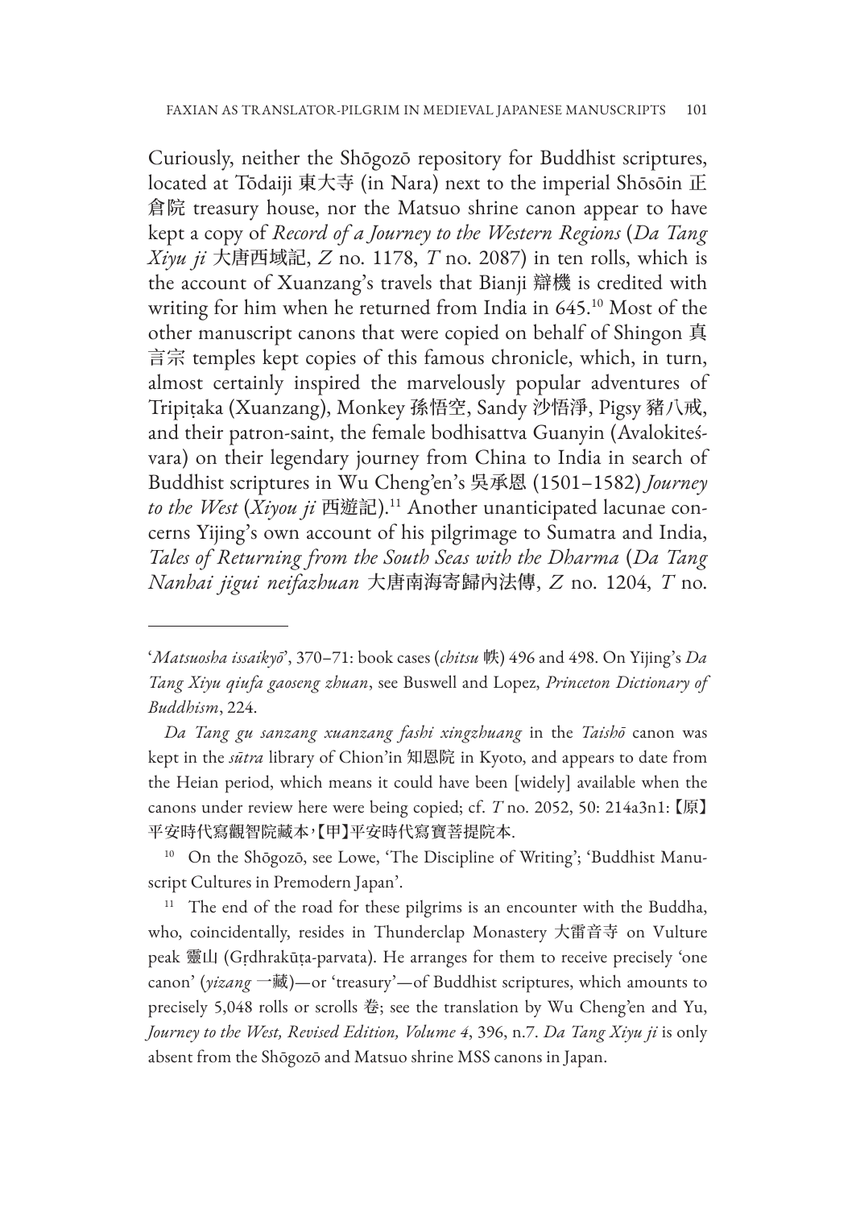Curiously, neither the Shōgozō repository for Buddhist scriptures, located at Tōdaiji 東大寺 (in Nara) next to the imperial Shōsōin 正倉院 treasury house, nor the Matsuo shrine canon appear to have kept a copy of *Record of a Journey to the Western Regions* (*Da Tang Xiyu ji* 大唐西域記, *Z* no. 1178, *T* no. 2087) in ten rolls, which is the account of Xuanzang's travels that Bianji 辯機 is credited with writing for him when he returned from India in 645.[10] Most of the other manuscript canons that were copied on behalf of Shingon 真言宗 temples kept copies of this famous chronicle, which, in turn, almost certainly inspired the marvelously popular adventures of Tripiṭaka (Xuanzang), Monkey 孫悟空, Sandy 沙悟淨, Pigsy 豬八戒, and their patron-saint, the female bodhisattva Guanyin (Avalokiteśvara) on their legendary journey from China to India in search of Buddhist scriptures in Wu Cheng'en's 吳承恩 (1501–1582) *Journey to the West* (*Xiyou ji* 西遊記).[11] Another unanticipated lacunae concerns Yijing's own account of his pilgrimage to Sumatra and India, *Tales of Returning from the South Seas with the Dharma* (*Da Tang Nanhai jigui neifazhuan* 大唐南海寄歸內法傳, *Z* no. 1204, *T* no.

---

'*Matsuosha issaikyō*', 370–71: book cases (*chitsu* 帙) 496 and 498. On Yijing's *Da Tang Xiyu qiufa gaoseng zhuan*, see Buswell and Lopez, *Princeton Dictionary of Buddhism*, 224.

*Da Tang gu sanzang xuanzang fashi xingzhuang* in the *Taishō* canon was kept in the *sūtra* library of Chion'in 知恩院 in Kyoto, and appears to date from the Heian period, which means it could have been [widely] available when the canons under review here were being copied; cf. *T* no. 2052, 50: 214a3n1:【原】平安時代寫觀智院藏本,【甲】平安時代寫寶菩提院本.

[10] On the Shōgozō, see Lowe, 'The Discipline of Writing'; 'Buddhist Manuscript Cultures in Premodern Japan'.

[11] The end of the road for these pilgrims is an encounter with the Buddha, who, coincidentally, resides in Thunderclap Monastery 大雷音寺 on Vulture peak 靈山 (Gṛdhrakūṭa-parvata). He arranges for them to receive precisely 'one canon' (*yizang* 一藏)—or 'treasury'—of Buddhist scriptures, which amounts to precisely 5,048 rolls or scrolls 卷; see the translation by Wu Cheng'en and Yu, *Journey to the West, Revised Edition, Volume 4*, 396, n.7. *Da Tang Xiyu ji* is only absent from the Shōgozō and Matsuo shrine MSS canons in Japan.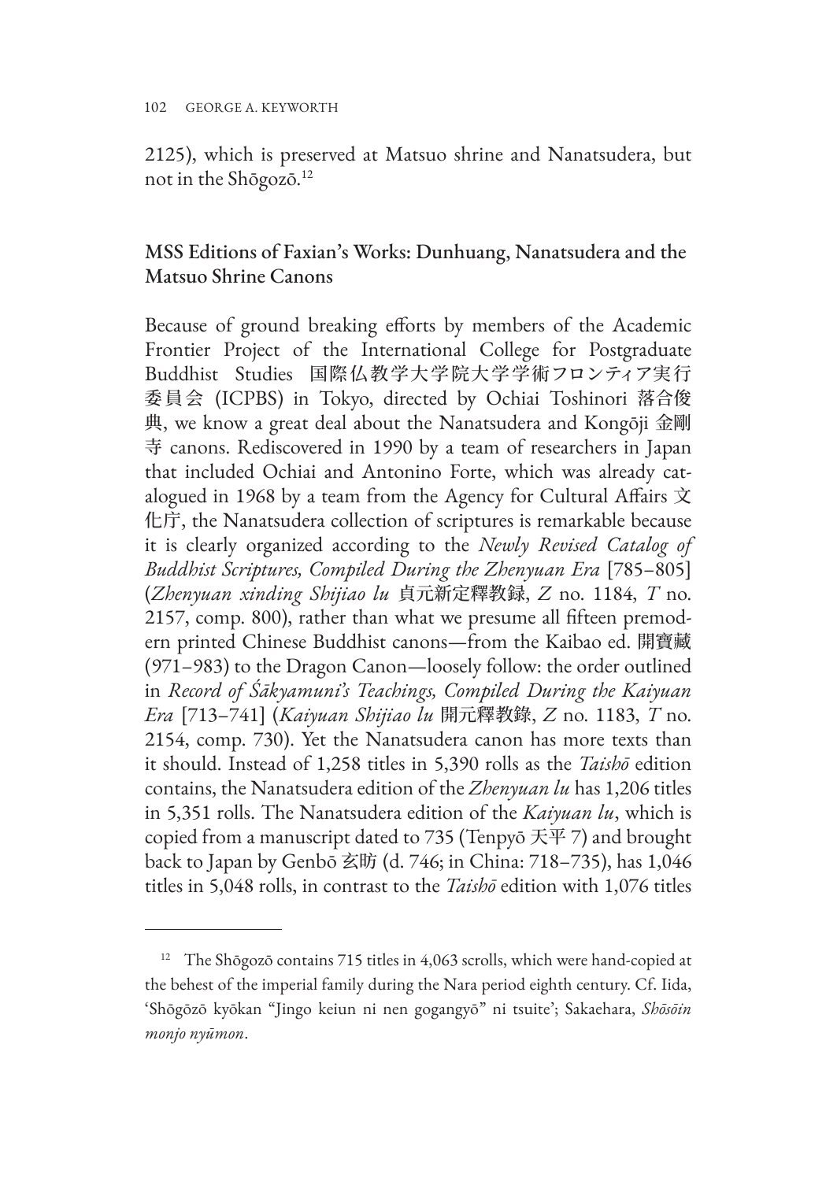2125), which is preserved at Matsuo shrine and Nanatsudera, but not in the Shōgozō.[12]

## MSS Editions of Faxian's Works: Dunhuang, Nanatsudera and the Matsuo Shrine Canons

Because of ground breaking efforts by members of the Academic Frontier Project of the International College for Postgraduate Buddhist Studies 国際仏教学大学院大学学術フロンティア実行委員会 (ICPBS) in Tokyo, directed by Ochiai Toshinori 落合俊典, we know a great deal about the Nanatsudera and Kongōji 金剛寺 canons. Rediscovered in 1990 by a team of researchers in Japan that included Ochiai and Antonino Forte, which was already catalogued in 1968 by a team from the Agency for Cultural Affairs 文化庁, the Nanatsudera collection of scriptures is remarkable because it is clearly organized according to the *Newly Revised Catalog of Buddhist Scriptures, Compiled During the Zhenyuan Era* [785–805] (*Zhenyuan xinding Shijiao lu* 貞元新定釋教録, *Z* no. 1184, *T* no. 2157, comp. 800), rather than what we presume all fifteen premodern printed Chinese Buddhist canons—from the Kaibao ed. 開寶藏 (971–983) to the Dragon Canon—loosely follow: the order outlined in *Record of Śākyamuni's Teachings, Compiled During the Kaiyuan Era* [713–741] (*Kaiyuan Shijiao lu* 開元釋教錄, *Z* no. 1183, *T* no. 2154, comp. 730). Yet the Nanatsudera canon has more texts than it should. Instead of 1,258 titles in 5,390 rolls as the *Taishō* edition contains, the Nanatsudera edition of the *Zhenyuan lu* has 1,206 titles in 5,351 rolls. The Nanatsudera edition of the *Kaiyuan lu*, which is copied from a manuscript dated to 735 (Tenpyō 天平 7) and brought back to Japan by Genbō 玄昉 (d. 746; in China: 718–735), has 1,046 titles in 5,048 rolls, in contrast to the *Taishō* edition with 1,076 titles

---

[12] The Shōgozō contains 715 titles in 4,063 scrolls, which were hand-copied at the behest of the imperial family during the Nara period eighth century. Cf. Iida, 'Shōgōzō kyōkan "Jingo keiun ni nen gogangyō" ni tsuite'; Sakaehara, *Shōsōin monjo nyūmon*.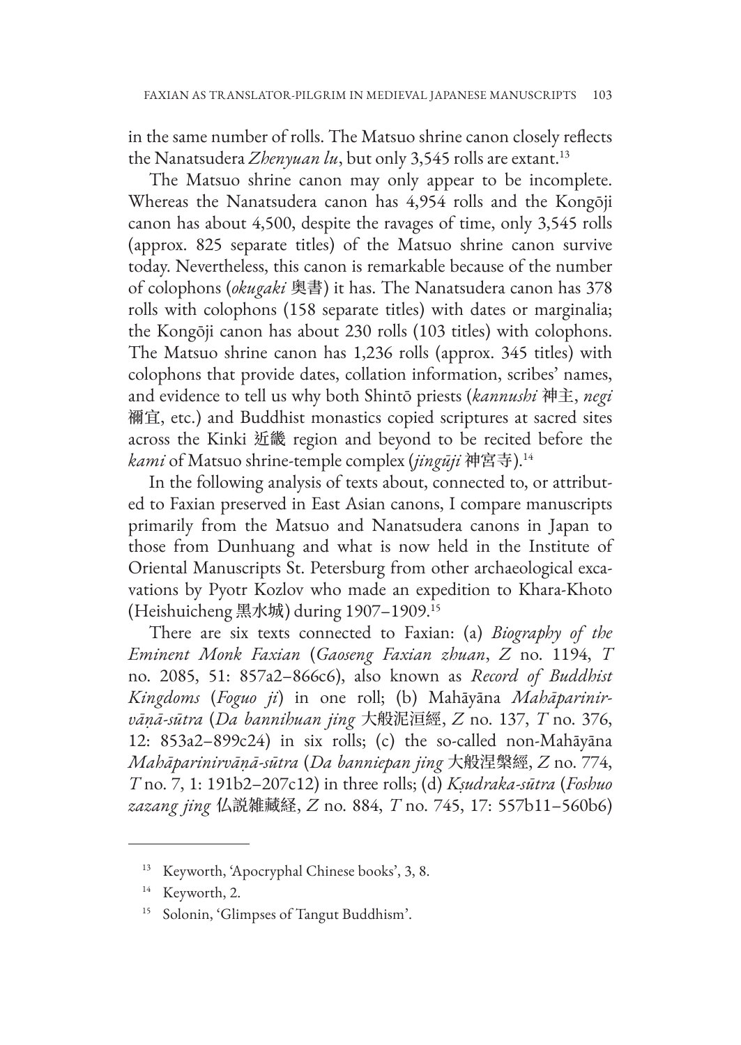in the same number of rolls. The Matsuo shrine canon closely reflects the Nanatsudera *Zhenyuan lu*, but only 3,545 rolls are extant.[13]

The Matsuo shrine canon may only appear to be incomplete. Whereas the Nanatsudera canon has 4,954 rolls and the Kongōji canon has about 4,500, despite the ravages of time, only 3,545 rolls (approx. 825 separate titles) of the Matsuo shrine canon survive today. Nevertheless, this canon is remarkable because of the number of colophons (*okugaki* 奥書) it has. The Nanatsudera canon has 378 rolls with colophons (158 separate titles) with dates or marginalia; the Kongōji canon has about 230 rolls (103 titles) with colophons. The Matsuo shrine canon has 1,236 rolls (approx. 345 titles) with colophons that provide dates, collation information, scribes' names, and evidence to tell us why both Shintō priests (*kannushi* 神主, *negi* 禰宜, etc.) and Buddhist monastics copied scriptures at sacred sites across the Kinki 近畿 region and beyond to be recited before the *kami* of Matsuo shrine-temple complex (*jingūji* 神宮寺).[14]

In the following analysis of texts about, connected to, or attributed to Faxian preserved in East Asian canons, I compare manuscripts primarily from the Matsuo and Nanatsudera canons in Japan to those from Dunhuang and what is now held in the Institute of Oriental Manuscripts St. Petersburg from other archaeological excavations by Pyotr Kozlov who made an expedition to Khara-Khoto (Heishuicheng 黒水城) during 1907–1909.[15]

There are six texts connected to Faxian: (a) *Biography of the Eminent Monk Faxian* (*Gaoseng Faxian zhuan*, *Z* no. 1194, *T* no. 2085, 51: 857a2–866c6), also known as *Record of Buddhist Kingdoms* (*Foguo ji*) in one roll; (b) Mahāyāna *Mahāparinirvāṇā-sūtra* (*Da bannihuan jing* 大般泥洹經, *Z* no. 137, *T* no. 376, 12: 853a2–899c24) in six rolls; (c) the so-called non-Mahāyāna *Mahāparinirvāṇā-sūtra* (*Da banniepan jing* 大般涅槃經, *Z* no. 774, *T* no. 7, 1: 191b2–207c12) in three rolls; (d) *Kṣudraka-sūtra* (*Foshuo zazang jing* 仏説雑藏経, *Z* no. 884, *T* no. 745, 17: 557b11–560b6)

---

[13] Keyworth, 'Apocryphal Chinese books', 3, 8.

[14] Keyworth, 2.

[15] Solonin, 'Glimpses of Tangut Buddhism'.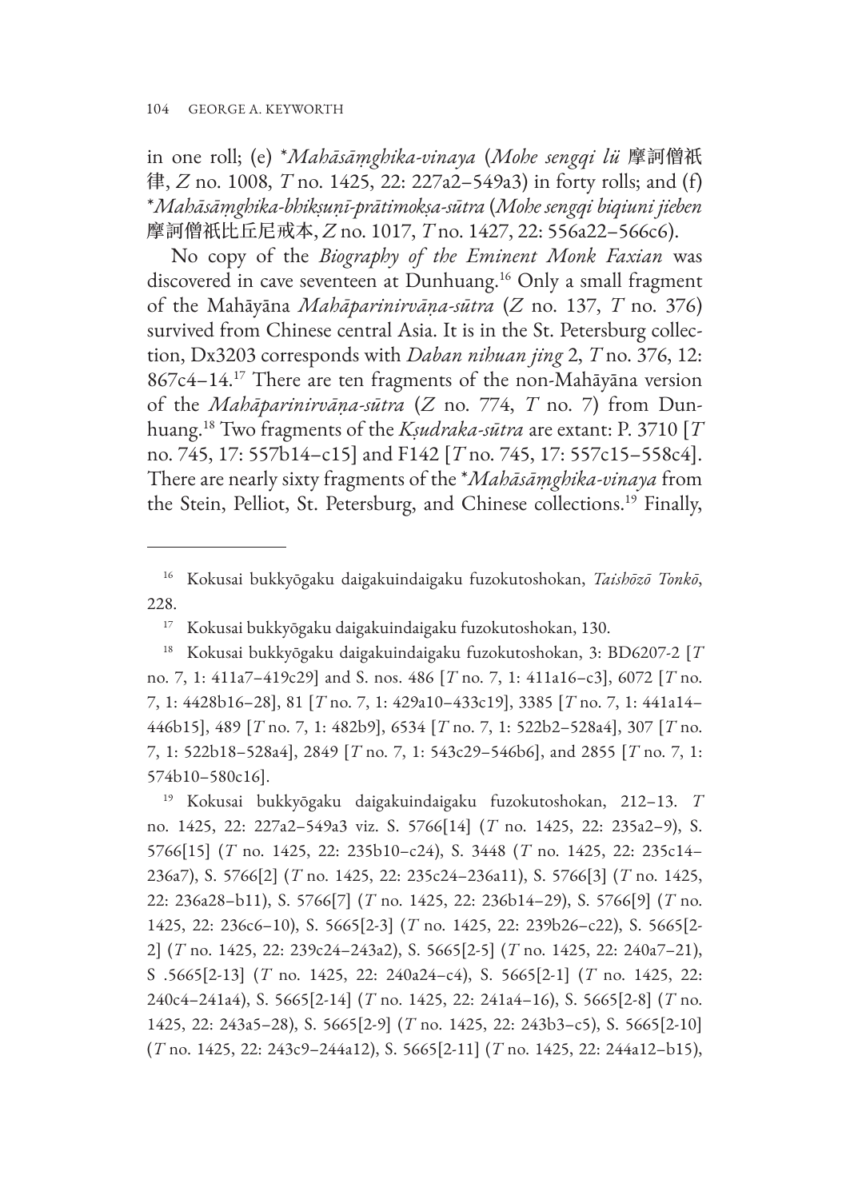in one roll; (e) *\*Mahāsāṃghika-vinaya* (*Mohe sengqi lü* 摩訶僧祇律, *Z* no. 1008, *T* no. 1425, 22: 227a2–549a3) in forty rolls; and (f) *\*Mahāsāṃghika-bhikṣuṇī-prātimokṣa-sūtra* (*Mohe sengqi biqiuni jieben* 摩訶僧祇比丘尼戒本, *Z* no. 1017, *T* no. 1427, 22: 556a22–566c6).

No copy of the *Biography of the Eminent Monk Faxian* was discovered in cave seventeen at Dunhuang.[16] Only a small fragment of the Mahāyāna *Mahāparinirvāṇa-sūtra* (*Z* no. 137, *T* no. 376) survived from Chinese central Asia. It is in the St. Petersburg collection, Dx3203 corresponds with *Daban nihuan jing* 2, *T* no. 376, 12: 867c4–14.[17] There are ten fragments of the non-Mahāyāna version of the *Mahāparinirvāṇa-sūtra* (*Z* no. 774, *T* no. 7) from Dunhuang.[18] Two fragments of the *Kṣudraka-sūtra* are extant: P. 3710 [*T* no. 745, 17: 557b14–c15] and F142 [*T* no. 745, 17: 557c15–558c4]. There are nearly sixty fragments of the *\*Mahāsāṃghika-vinaya* from the Stein, Pelliot, St. Petersburg, and Chinese collections.[19] Finally,

---

[16] Kokusai bukkyōgaku daigakuindaigaku fuzokutoshokan, *Taishōzō Tonkō*, 228.

[17] Kokusai bukkyōgaku daigakuindaigaku fuzokutoshokan, 130.

[18] Kokusai bukkyōgaku daigakuindaigaku fuzokutoshokan, 3: BD6207-2 [*T* no. 7, 1: 411a7–419c29] and S. nos. 486 [*T* no. 7, 1: 411a16–c3], 6072 [*T* no. 7, 1: 4428b16–28], 81 [*T* no. 7, 1: 429a10–433c19], 3385 [*T* no. 7, 1: 441a14–446b15], 489 [*T* no. 7, 1: 482b9], 6534 [*T* no. 7, 1: 522b2–528a4], 307 [*T* no. 7, 1: 522b18–528a4], 2849 [*T* no. 7, 1: 543c29–546b6], and 2855 [*T* no. 7, 1: 574b10–580c16].

[19] Kokusai bukkyōgaku daigakuindaigaku fuzokutoshokan, 212–13. *T* no. 1425, 22: 227a2–549a3 viz. S. 5766[14] (*T* no. 1425, 22: 235a2–9), S. 5766[15] (*T* no. 1425, 22: 235b10–c24), S. 3448 (*T* no. 1425, 22: 235c14–236a7), S. 5766[2] (*T* no. 1425, 22: 235c24–236a11), S. 5766[3] (*T* no. 1425, 22: 236a28–b11), S. 5766[7] (*T* no. 1425, 22: 236b14–29), S. 5766[9] (*T* no. 1425, 22: 236c6–10), S. 5665[2-3] (*T* no. 1425, 22: 239b26–c22), S. 5665[2-2] (*T* no. 1425, 22: 239c24–243a2), S. 5665[2-5] (*T* no. 1425, 22: 240a7–21), S .5665[2-13] (*T* no. 1425, 22: 240a24–c4), S. 5665[2-1] (*T* no. 1425, 22: 240c4–241a4), S. 5665[2-14] (*T* no. 1425, 22: 241a4–16), S. 5665[2-8] (*T* no. 1425, 22: 243a5–28), S. 5665[2-9] (*T* no. 1425, 22: 243b3–c5), S. 5665[2-10] (*T* no. 1425, 22: 243c9–244a12), S. 5665[2-11] (*T* no. 1425, 22: 244a12–b15),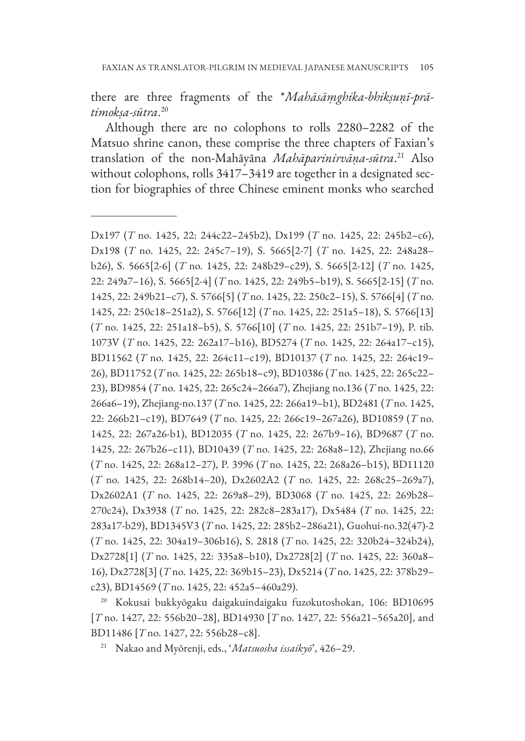there are three fragments of the **Mahāsāṃghika-bhikṣuṇī-prātimokṣa-sūtra*.[20]

Although there are no colophons to rolls 2280–2282 of the Matsuo shrine canon, these comprise the three chapters of Faxian's translation of the non-Mahāyāna *Mahāparinirvāṇa-sūtra*.[21] Also without colophons, rolls 3417–3419 are together in a designated section for biographies of three Chinese eminent monks who searched

---

Dx197 (*T* no. 1425, 22: 244c22–245b2), Dx199 (*T* no. 1425, 22: 245b2–c6), Dx198 (*T* no. 1425, 22: 245c7–19), S. 5665[2-7] (*T* no. 1425, 22: 248a28–b26), S. 5665[2-6] (*T* no. 1425, 22: 248b29–c29), S. 5665[2-12] (*T* no. 1425, 22: 249a7–16), S. 5665[2-4] (*T* no. 1425, 22: 249b5–b19), S. 5665[2-15] (*T* no. 1425, 22: 249b21–c7), S. 5766[5] (*T* no. 1425, 22: 250c2–15), S. 5766[4] (*T* no. 1425, 22: 250c18–251a2), S. 5766[12] (*T* no. 1425, 22: 251a5–18), S. 5766[13] (*T* no. 1425, 22: 251a18–b5), S. 5766[10] (*T* no. 1425, 22: 251b7–19), P. tib. 1073V (*T* no. 1425, 22: 262a17–b16), BD5274 (*T* no. 1425, 22: 264a17–c15), BD11562 (*T* no. 1425, 22: 264c11–c19), BD10137 (*T* no. 1425, 22: 264c19–26), BD11752 (*T* no. 1425, 22: 265b18–c9), BD10386 (*T* no. 1425, 22: 265c22–23), BD9854 (*T* no. 1425, 22: 265c24–266a7), Zhejiang no.136 (*T* no. 1425, 22: 266a6–19), Zhejiang-no.137 (*T* no. 1425, 22: 266a19–b1), BD2481 (*T* no. 1425, 22: 266b21–c19), BD7649 (*T* no. 1425, 22: 266c19–267a26), BD10859 (*T* no. 1425, 22: 267a26-b1), BD12035 (*T* no. 1425, 22: 267b9–16), BD9687 (*T* no. 1425, 22: 267b26–c11), BD10439 (*T* no. 1425, 22: 268a8–12), Zhejiang no.66 (*T* no. 1425, 22: 268a12–27), P. 3996 (*T* no. 1425, 22: 268a26–b15), BD11120 (*T* no. 1425, 22: 268b14–20), Dx2602A2 (*T* no. 1425, 22: 268c25–269a7), Dx2602A1 (*T* no. 1425, 22: 269a8–29), BD3068 (*T* no. 1425, 22: 269b28–270c24), Dx3938 (*T* no. 1425, 22: 282c8–283a17), Dx5484 (*T* no. 1425, 22: 283a17-b29), BD1345V3 (*T* no. 1425, 22: 285b2–286a21), Guohui-no.32(47)-2 (*T* no. 1425, 22: 304a19–306b16), S. 2818 (*T* no. 1425, 22: 320b24–324b24), Dx2728[1] (*T* no. 1425, 22: 335a8–b10), Dx2728[2] (*T* no. 1425, 22: 360a8–16), Dx2728[3] (*T* no. 1425, 22: 369b15–23), Dx5214 (*T* no. 1425, 22: 378b29–c23), BD14569 (*T* no. 1425, 22: 452a5–460a29).

[20] Kokusai bukkyōgaku daigakuindaigaku fuzokutoshokan, 106: BD10695 [*T* no. 1427, 22: 556b20–28], BD14930 [*T* no. 1427, 22: 556a21–565a20], and BD11486 [*T* no. 1427, 22: 556b28–c8].

[21] Nakao and Myōrenji, eds., '*Matsuosha issaikyō*', 426–29.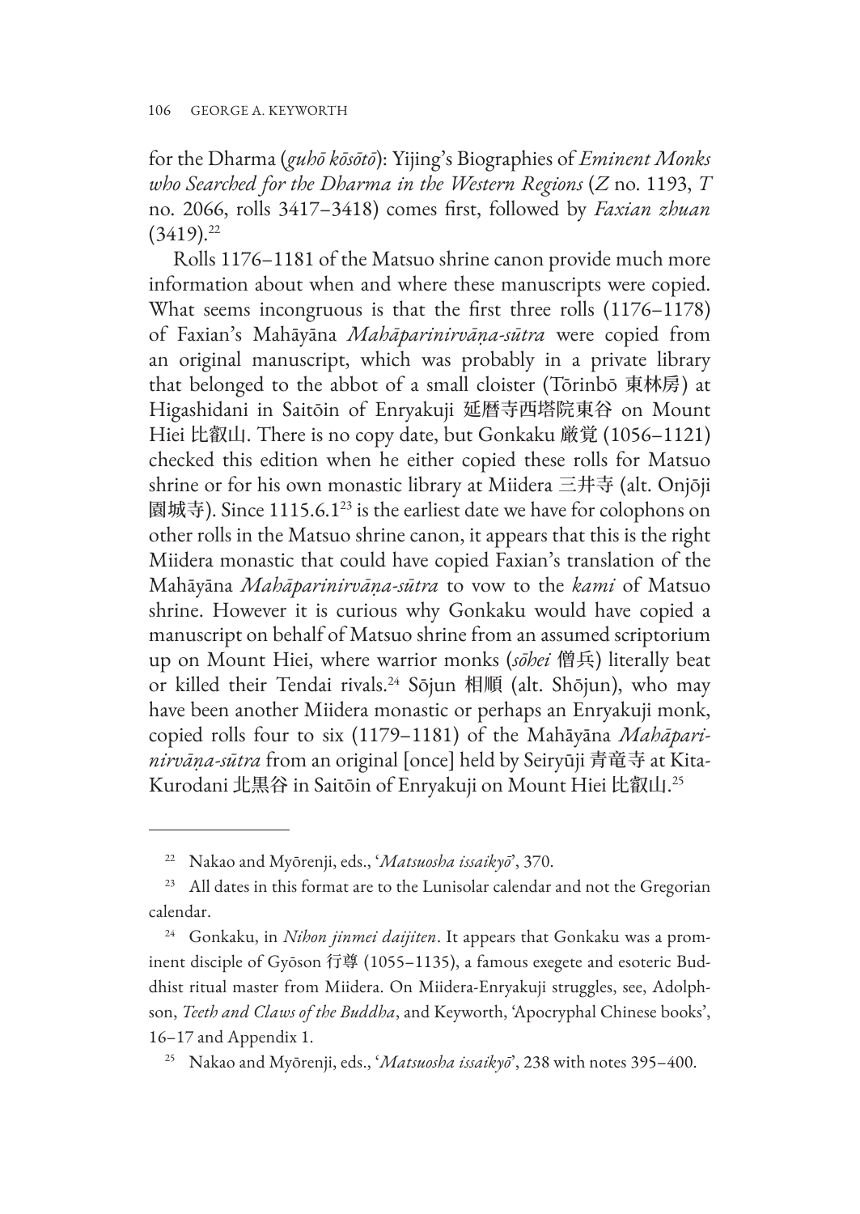for the Dharma (*guhō kōsōtō*): Yijing's Biographies of *Eminent Monks who Searched for the Dharma in the Western Regions* (*Z* no. 1193, *T* no. 2066, rolls 3417–3418) comes first, followed by *Faxian zhuan* (3419).[22]

Rolls 1176–1181 of the Matsuo shrine canon provide much more information about when and where these manuscripts were copied. What seems incongruous is that the first three rolls (1176–1178) of Faxian's Mahāyāna *Mahāparinirvāṇa-sūtra* were copied from an original manuscript, which was probably in a private library that belonged to the abbot of a small cloister (Tōrinbō 東林房) at Higashidani in Saitōin of Enryakuji 延暦寺西塔院東谷 on Mount Hiei 比叡山. There is no copy date, but Gonkaku 厳覚 (1056–1121) checked this edition when he either copied these rolls for Matsuo shrine or for his own monastic library at Miidera 三井寺 (alt. Onjōji 園城寺). Since 1115.6.1[23] is the earliest date we have for colophons on other rolls in the Matsuo shrine canon, it appears that this is the right Miidera monastic that could have copied Faxian's translation of the Mahāyāna *Mahāparinirvāṇa-sūtra* to vow to the *kami* of Matsuo shrine. However it is curious why Gonkaku would have copied a manuscript on behalf of Matsuo shrine from an assumed scriptorium up on Mount Hiei, where warrior monks (*sōhei* 僧兵) literally beat or killed their Tendai rivals.[24] Sōjun 相順 (alt. Shōjun), who may have been another Miidera monastic or perhaps an Enryakuji monk, copied rolls four to six (1179–1181) of the Mahāyāna *Mahāparinirvāṇa-sūtra* from an original [once] held by Seiryūji 青竜寺 at Kita-Kurodani 北黒谷 in Saitōin of Enryakuji on Mount Hiei 比叡山.[25]

---

[22] Nakao and Myōrenji, eds., '*Matsuosha issaikyō*', 370.

[23] All dates in this format are to the Lunisolar calendar and not the Gregorian calendar.

[24] Gonkaku, in *Nihon jinmei daijiten*. It appears that Gonkaku was a prominent disciple of Gyōson 行尊 (1055–1135), a famous exegete and esoteric Buddhist ritual master from Miidera. On Miidera-Enryakuji struggles, see, Adolphson, *Teeth and Claws of the Buddha*, and Keyworth, 'Apocryphal Chinese books', 16–17 and Appendix 1.

[25] Nakao and Myōrenji, eds., '*Matsuosha issaikyō*', 238 with notes 395–400.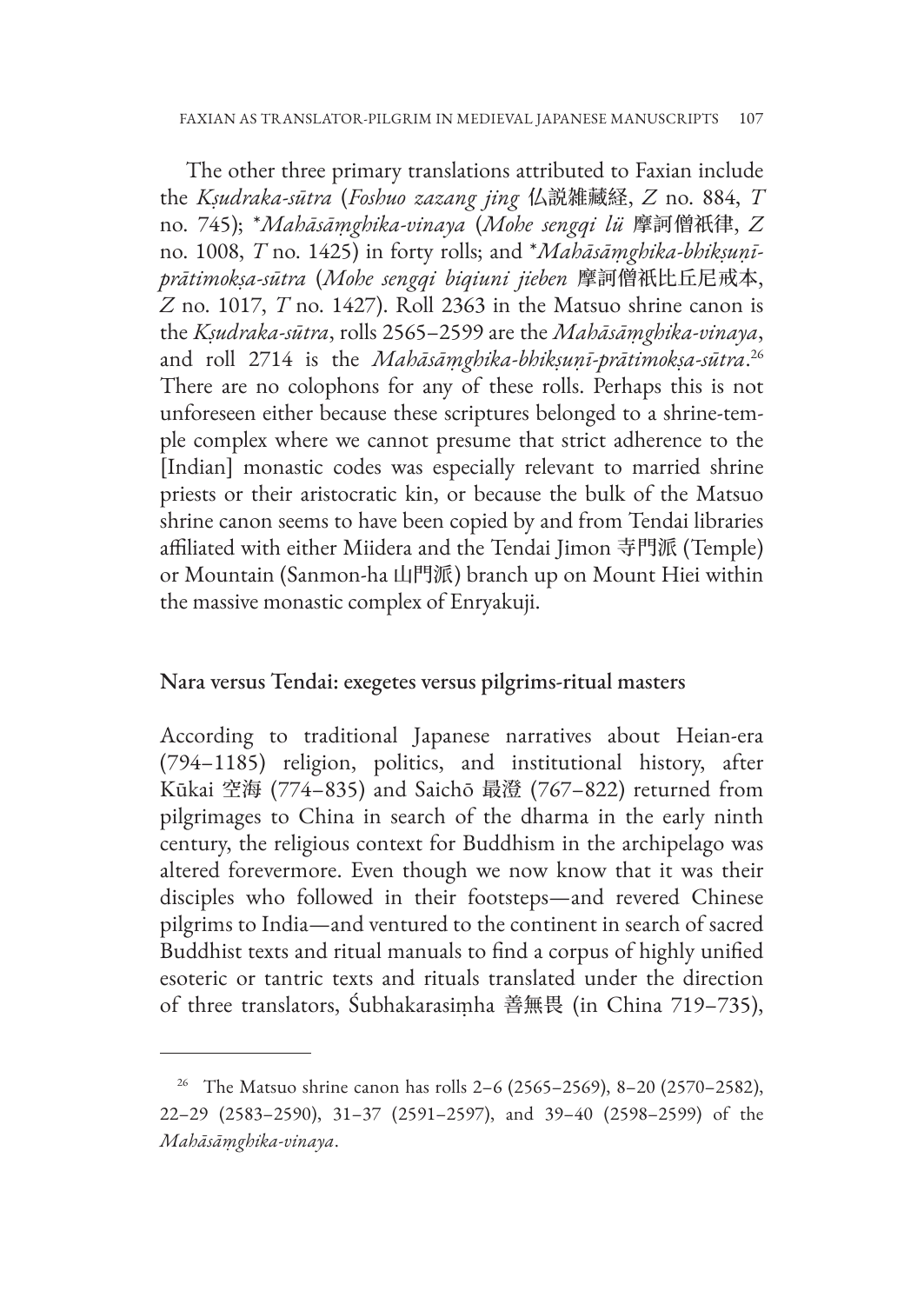The other three primary translations attributed to Faxian include the *Kṣudraka-sūtra* (*Foshuo zazang jing* 仏説雑藏経, *Z* no. 884, *T* no. 745); *\*Mahāsāṃghika-vinaya* (*Mohe sengqi lü* 摩訶僧衹律, *Z* no. 1008, *T* no. 1425) in forty rolls; and *\*Mahāsāṃghika-bhikṣuṇī-prātimokṣa-sūtra* (*Mohe sengqi biqiuni jieben* 摩訶僧衹比丘尼戒本, *Z* no. 1017, *T* no. 1427). Roll 2363 in the Matsuo shrine canon is the *Kṣudraka-sūtra*, rolls 2565–2599 are the *Mahāsāṃghika-vinaya*, and roll 2714 is the *Mahāsāṃghika-bhikṣuṇī-prātimokṣa-sūtra*.[26] There are no colophons for any of these rolls. Perhaps this is not unforeseen either because these scriptures belonged to a shrine-temple complex where we cannot presume that strict adherence to the [Indian] monastic codes was especially relevant to married shrine priests or their aristocratic kin, or because the bulk of the Matsuo shrine canon seems to have been copied by and from Tendai libraries affiliated with either Miidera and the Tendai Jimon 寺門派 (Temple) or Mountain (Sanmon-ha 山門派) branch up on Mount Hiei within the massive monastic complex of Enryakuji.

## Nara versus Tendai: exegetes versus pilgrims-ritual masters

According to traditional Japanese narratives about Heian-era (794–1185) religion, politics, and institutional history, after Kūkai 空海 (774–835) and Saichō 最澄 (767–822) returned from pilgrimages to China in search of the dharma in the early ninth century, the religious context for Buddhism in the archipelago was altered forevermore. Even though we now know that it was their disciples who followed in their footsteps—and revered Chinese pilgrims to India—and ventured to the continent in search of sacred Buddhist texts and ritual manuals to find a corpus of highly unified esoteric or tantric texts and rituals translated under the direction of three translators, Śubhakarasiṃha 善無畏 (in China 719–735),

[26] The Matsuo shrine canon has rolls 2–6 (2565–2569), 8–20 (2570–2582), 22–29 (2583–2590), 31–37 (2591–2597), and 39–40 (2598–2599) of the *Mahāsāṃghika-vinaya*.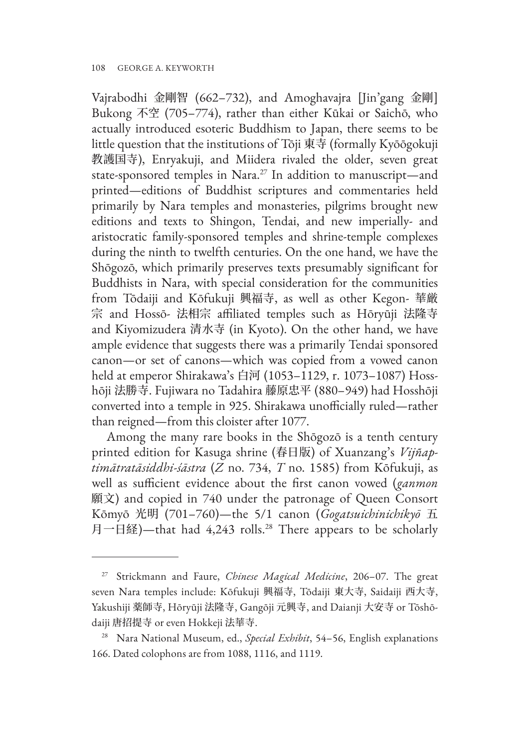Vajrabodhi 金剛智 (662–732), and Amoghavajra [Jin'gang 金剛] Bukong 不空 (705–774), rather than either Kūkai or Saichō, who actually introduced esoteric Buddhism to Japan, there seems to be little question that the institutions of Tōji 東寺 (formally Kyōōgokuji 教護国寺), Enryakuji, and Miidera rivaled the older, seven great state-sponsored temples in Nara.[27] In addition to manuscript—and printed—editions of Buddhist scriptures and commentaries held primarily by Nara temples and monasteries, pilgrims brought new editions and texts to Shingon, Tendai, and new imperially- and aristocratic family-sponsored temples and shrine-temple complexes during the ninth to twelfth centuries. On the one hand, we have the Shōgozō, which primarily preserves texts presumably significant for Buddhists in Nara, with special consideration for the communities from Tōdaiji and Kōfukuji 興福寺, as well as other Kegon- 華厳宗 and Hossō- 法相宗 affiliated temples such as Hōryūji 法隆寺 and Kiyomizudera 清水寺 (in Kyoto). On the other hand, we have ample evidence that suggests there was a primarily Tendai sponsored canon—or set of canons—which was copied from a vowed canon held at emperor Shirakawa's 白河 (1053–1129, r. 1073–1087) Hosshōji 法勝寺. Fujiwara no Tadahira 藤原忠平 (880–949) had Hosshōji converted into a temple in 925. Shirakawa unofficially ruled—rather than reigned—from this cloister after 1077.

Among the many rare books in the Shōgozō is a tenth century printed edition for Kasuga shrine (春日版) of Xuanzang's *Vijñaptimātratāsiddhi-śāstra* (*Z* no. 734, *T* no. 1585) from Kōfukuji, as well as sufficient evidence about the first canon vowed (*ganmon* 願文) and copied in 740 under the patronage of Queen Consort Kōmyō 光明 (701–760)—the 5/1 canon (*Gogatsuichinichikyō* 五月一日経)—that had 4,243 rolls.[28] There appears to be scholarly

---

[27] Strickmann and Faure, *Chinese Magical Medicine*, 206–07. The great seven Nara temples include: Kōfukuji 興福寺, Tōdaiji 東大寺, Saidaiji 西大寺, Yakushiji 薬師寺, Hōryūji 法隆寺, Gangōji 元興寺, and Daianji 大安寺 or Tōshōdaiji 唐招提寺 or even Hokkeji 法華寺.

[28] Nara National Museum, ed., *Special Exhibit*, 54–56, English explanations 166. Dated colophons are from 1088, 1116, and 1119.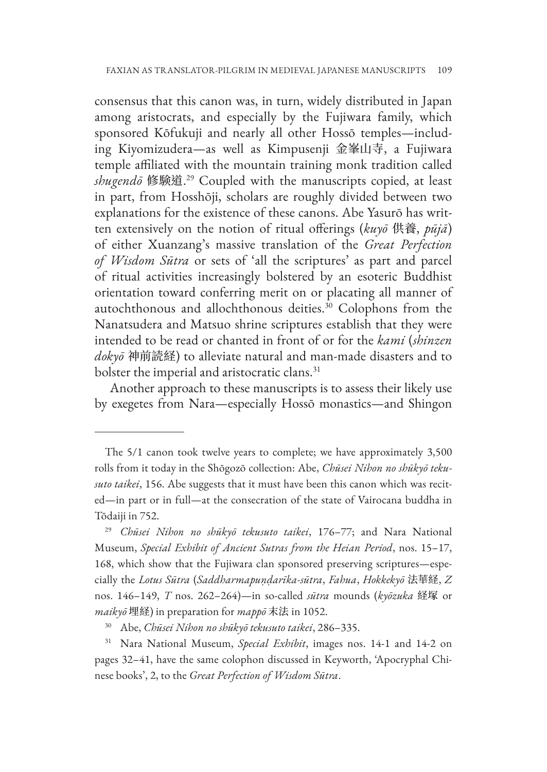consensus that this canon was, in turn, widely distributed in Japan among aristocrats, and especially by the Fujiwara family, which sponsored Kōfukuji and nearly all other Hossō temples—including Kiyomizudera—as well as Kimpusenji 金峯山寺, a Fujiwara temple affiliated with the mountain training monk tradition called *shugendō* 修験道.[29] Coupled with the manuscripts copied, at least in part, from Hosshōji, scholars are roughly divided between two explanations for the existence of these canons. Abe Yasurō has written extensively on the notion of ritual offerings (*kuyō* 供養, *pūjā*) of either Xuanzang's massive translation of the *Great Perfection of Wisdom Sūtra* or sets of 'all the scriptures' as part and parcel of ritual activities increasingly bolstered by an esoteric Buddhist orientation toward conferring merit on or placating all manner of autochthonous and allochthonous deities.[30] Colophons from the Nanatsudera and Matsuo shrine scriptures establish that they were intended to be read or chanted in front of or for the *kami* (*shinzen dokyō* 神前読経) to alleviate natural and man-made disasters and to bolster the imperial and aristocratic clans.[31]

Another approach to these manuscripts is to assess their likely use by exegetes from Nara—especially Hossō monastics—and Shingon

---

The 5/1 canon took twelve years to complete; we have approximately 3,500 rolls from it today in the Shōgozō collection: Abe, *Chūsei Nihon no shūkyō tekusuto taikei*, 156. Abe suggests that it must have been this canon which was recited—in part or in full—at the consecration of the state of Vairocana buddha in Tōdaiji in 752.

[29] *Chūsei Nihon no shūkyō tekusuto taikei*, 176–77; and Nara National Museum, *Special Exhibit of Ancient Sutras from the Heian Period*, nos. 15–17, 168, which show that the Fujiwara clan sponsored preserving scriptures—especially the *Lotus Sūtra* (*Saddharmapuṇḍarīka-sūtra*, *Fahua*, *Hokkekyō* 法華経, *Z* nos. 146–149, *T* nos. 262–264)—in so-called *sūtra* mounds (*kyōzuka* 経塚 or *maikyō* 埋経) in preparation for *mappō* 末法 in 1052.

[30] Abe, *Chūsei Nihon no shūkyō tekusuto taikei*, 286–335.

[31] Nara National Museum, *Special Exhibit*, images nos. 14-1 and 14-2 on pages 32–41, have the same colophon discussed in Keyworth, 'Apocryphal Chinese books', 2, to the *Great Perfection of Wisdom Sūtra*.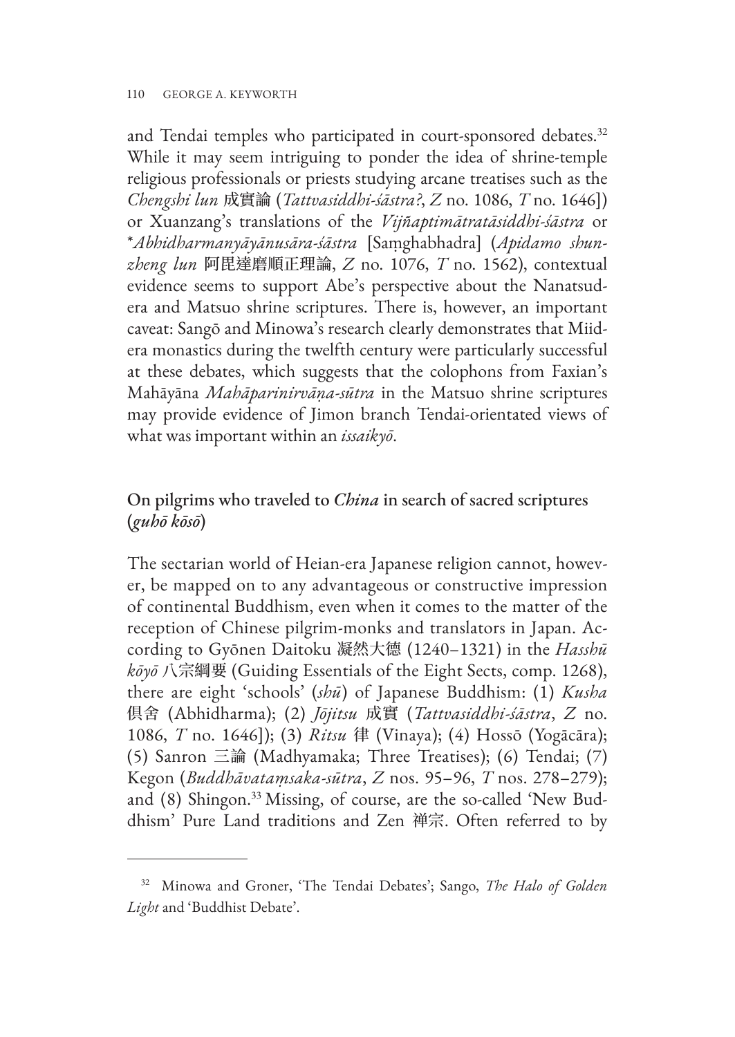and Tendai temples who participated in court-sponsored debates.[32] While it may seem intriguing to ponder the idea of shrine-temple religious professionals or priests studying arcane treatises such as the *Chengshi lun* 成實論 (*Tattvasiddhi-śāstra?*, *Z* no. 1086, *T* no. 1646]) or Xuanzang's translations of the *Vijñaptimātratāsiddhi-śāstra* or **Abhidharmanyāyānusāra-śāstra* [Saṃghabhadra] (*Apidamo shunzheng lun* 阿毘達磨順正理論, *Z* no. 1076, *T* no. 1562), contextual evidence seems to support Abe's perspective about the Nanatsudera and Matsuo shrine scriptures. There is, however, an important caveat: Sangō and Minowa's research clearly demonstrates that Miidera monastics during the twelfth century were particularly successful at these debates, which suggests that the colophons from Faxian's Mahāyāna *Mahāparinirvāṇa-sūtra* in the Matsuo shrine scriptures may provide evidence of Jimon branch Tendai-orientated views of what was important within an *issaikyō*.

## On pilgrims who traveled to *China* in search of sacred scriptures (*guhō kōsō*)

The sectarian world of Heian-era Japanese religion cannot, however, be mapped on to any advantageous or constructive impression of continental Buddhism, even when it comes to the matter of the reception of Chinese pilgrim-monks and translators in Japan. According to Gyōnen Daitoku 凝然大德 (1240–1321) in the *Hasshū kōyō* 八宗綱要 (Guiding Essentials of the Eight Sects, comp. 1268), there are eight 'schools' (*shū*) of Japanese Buddhism: (1) *Kusha* 俱舍 (Abhidharma); (2) *Jōjitsu* 成實 (*Tattvasiddhi-śāstra*, *Z* no. 1086, *T* no. 1646]); (3) *Ritsu* 律 (Vinaya); (4) Hossō (Yogācāra); (5) Sanron 三論 (Madhyamaka; Three Treatises); (6) Tendai; (7) Kegon (*Buddhāvataṃsaka-sūtra*, *Z* nos. 95–96, *T* nos. 278–279); and (8) Shingon.[33] Missing, of course, are the so-called 'New Buddhism' Pure Land traditions and Zen 禅宗. Often referred to by

---

[32] Minowa and Groner, 'The Tendai Debates'; Sango, *The Halo of Golden Light* and 'Buddhist Debate'.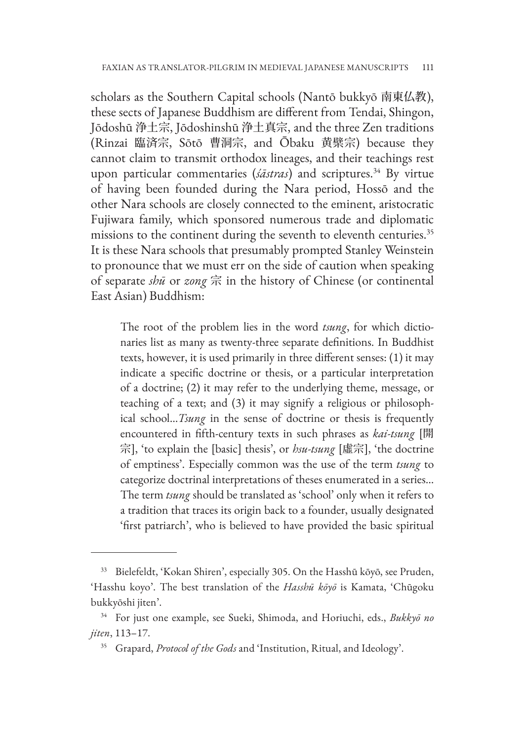scholars as the Southern Capital schools (Nantō bukkyō 南東仏教), these sects of Japanese Buddhism are different from Tendai, Shingon, Jōdoshū 浄土宗, Jōdoshinshū 浄土真宗, and the three Zen traditions (Rinzai 臨済宗, Sōtō 曹洞宗, and Ōbaku 黄檗宗) because they cannot claim to transmit orthodox lineages, and their teachings rest upon particular commentaries (*śāstras*) and scriptures.[34] By virtue of having been founded during the Nara period, Hossō and the other Nara schools are closely connected to the eminent, aristocratic Fujiwara family, which sponsored numerous trade and diplomatic missions to the continent during the seventh to eleventh centuries.[35] It is these Nara schools that presumably prompted Stanley Weinstein to pronounce that we must err on the side of caution when speaking of separate *shū* or *zong* 宗 in the history of Chinese (or continental East Asian) Buddhism:

> The root of the problem lies in the word *tsung*, for which dictionaries list as many as twenty-three separate definitions. In Buddhist texts, however, it is used primarily in three different senses: (1) it may indicate a specific doctrine or thesis, or a particular interpretation of a doctrine; (2) it may refer to the underlying theme, message, or teaching of a text; and (3) it may signify a religious or philosophical school…*Tsung* in the sense of doctrine or thesis is frequently encountered in fifth-century texts in such phrases as *kai-tsung* [開宗], 'to explain the [basic] thesis', or *hsu-tsung* [虛宗], 'the doctrine of emptiness'. Especially common was the use of the term *tsung* to categorize doctrinal interpretations of theses enumerated in a series… The term *tsung* should be translated as 'school' only when it refers to a tradition that traces its origin back to a founder, usually designated 'first patriarch', who is believed to have provided the basic spiritual

---

[33] Bielefeldt, 'Kokan Shiren', especially 305. On the Hasshū kōyō, see Pruden, 'Hasshu koyo'. The best translation of the *Hasshū kōyō* is Kamata, 'Chūgoku bukkyōshi jiten'.

[34] For just one example, see Sueki, Shimoda, and Horiuchi, eds., *Bukkyō no jiten*, 113–17.

[35] Grapard, *Protocol of the Gods* and 'Institution, Ritual, and Ideology'.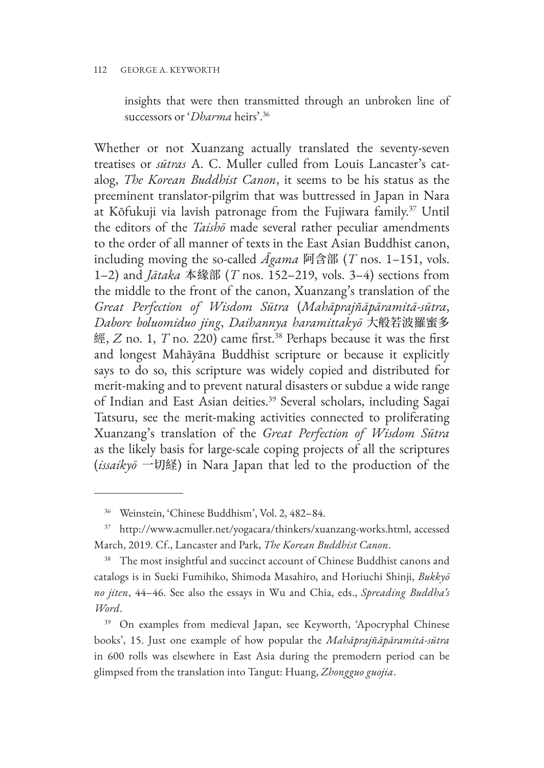insights that were then transmitted through an unbroken line of successors or '*Dharma* heirs'.[36]

Whether or not Xuanzang actually translated the seventy-seven treatises or *sūtras* A. C. Muller culled from Louis Lancaster's catalog, *The Korean Buddhist Canon*, it seems to be his status as the preeminent translator-pilgrim that was buttressed in Japan in Nara at Kōfukuji via lavish patronage from the Fujiwara family.[37] Until the editors of the *Taishō* made several rather peculiar amendments to the order of all manner of texts in the East Asian Buddhist canon, including moving the so-called *Āgama* 阿含部 (*T* nos. 1–151, vols. 1–2) and *Jātaka* 本緣部 (*T* nos. 152–219, vols. 3–4) sections from the middle to the front of the canon, Xuanzang's translation of the *Great Perfection of Wisdom Sūtra* (*Mahāprajñāpāramitā-sūtra*, *Dabore boluomiduo jing*, *Daihannya haramittakyō* 大般若波羅蜜多經, *Z* no. 1, *T* no. 220) came first.[38] Perhaps because it was the first and longest Mahāyāna Buddhist scripture or because it explicitly says to do so, this scripture was widely copied and distributed for merit-making and to prevent natural disasters or subdue a wide range of Indian and East Asian deities.[39] Several scholars, including Sagai Tatsuru, see the merit-making activities connected to proliferating Xuanzang's translation of the *Great Perfection of Wisdom Sūtra* as the likely basis for large-scale coping projects of all the scriptures (*issaikyō* 一切経) in Nara Japan that led to the production of the

---

[36] Weinstein, 'Chinese Buddhism', Vol. 2, 482–84.

[37] http://www.acmuller.net/yogacara/thinkers/xuanzang-works.html, accessed March, 2019. Cf., Lancaster and Park, *The Korean Buddhist Canon*.

[38] The most insightful and succinct account of Chinese Buddhist canons and catalogs is in Sueki Fumihiko, Shimoda Masahiro, and Horiuchi Shinji, *Bukkyō no jiten*, 44–46. See also the essays in Wu and Chia, eds., *Spreading Buddha's Word*.

[39] On examples from medieval Japan, see Keyworth, 'Apocryphal Chinese books', 15. Just one example of how popular the *Mahāprajñāpāramitā-sūtra* in 600 rolls was elsewhere in East Asia during the premodern period can be glimpsed from the translation into Tangut: Huang, *Zhongguo guojia*.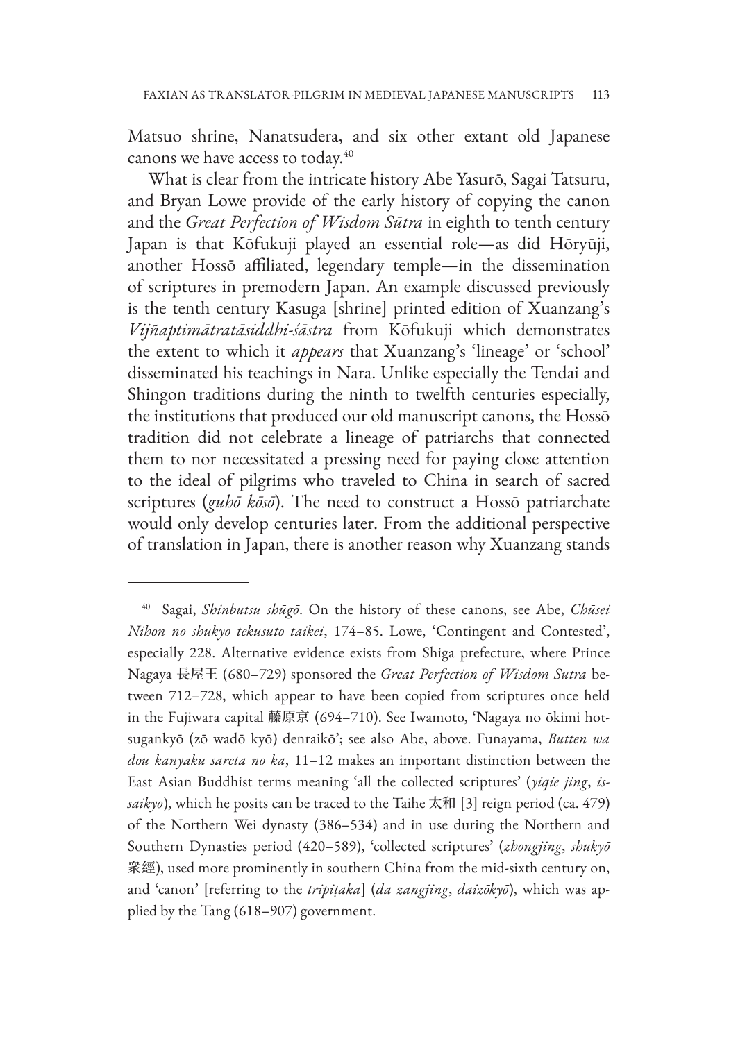Matsuo shrine, Nanatsudera, and six other extant old Japanese canons we have access to today.[40]

What is clear from the intricate history Abe Yasurō, Sagai Tatsuru, and Bryan Lowe provide of the early history of copying the canon and the *Great Perfection of Wisdom Sūtra* in eighth to tenth century Japan is that Kōfukuji played an essential role—as did Hōryūji, another Hossō affiliated, legendary temple—in the dissemination of scriptures in premodern Japan. An example discussed previously is the tenth century Kasuga [shrine] printed edition of Xuanzang's *Vijñaptimātratāsiddhi-śāstra* from Kōfukuji which demonstrates the extent to which it *appears* that Xuanzang's 'lineage' or 'school' disseminated his teachings in Nara. Unlike especially the Tendai and Shingon traditions during the ninth to twelfth centuries especially, the institutions that produced our old manuscript canons, the Hossō tradition did not celebrate a lineage of patriarchs that connected them to nor necessitated a pressing need for paying close attention to the ideal of pilgrims who traveled to China in search of sacred scriptures (*guhō kōsō*). The need to construct a Hossō patriarchate would only develop centuries later. From the additional perspective of translation in Japan, there is another reason why Xuanzang stands

---

[40] Sagai, *Shinbutsu shūgō*. On the history of these canons, see Abe, *Chūsei Nihon no shūkyō tekusuto taikei*, 174–85. Lowe, 'Contingent and Contested', especially 228. Alternative evidence exists from Shiga prefecture, where Prince Nagaya 長屋王 (680–729) sponsored the *Great Perfection of Wisdom Sūtra* between 712–728, which appear to have been copied from scriptures once held in the Fujiwara capital 藤原京 (694–710). See Iwamoto, 'Nagaya no ōkimi hotsugankyō (zō wadō kyō) denraikō'; see also Abe, above. Funayama, *Butten wa dou kanyaku sareta no ka*, 11–12 makes an important distinction between the East Asian Buddhist terms meaning 'all the collected scriptures' (*yiqie jing*, *issaikyō*), which he posits can be traced to the Taihe 太和 [3] reign period (ca. 479) of the Northern Wei dynasty (386–534) and in use during the Northern and Southern Dynasties period (420–589), 'collected scriptures' (*zhongjing*, *shukyō* 衆經), used more prominently in southern China from the mid-sixth century on, and 'canon' [referring to the *tripiṭaka*] (*da zangjing*, *daizōkyō*), which was applied by the Tang (618–907) government.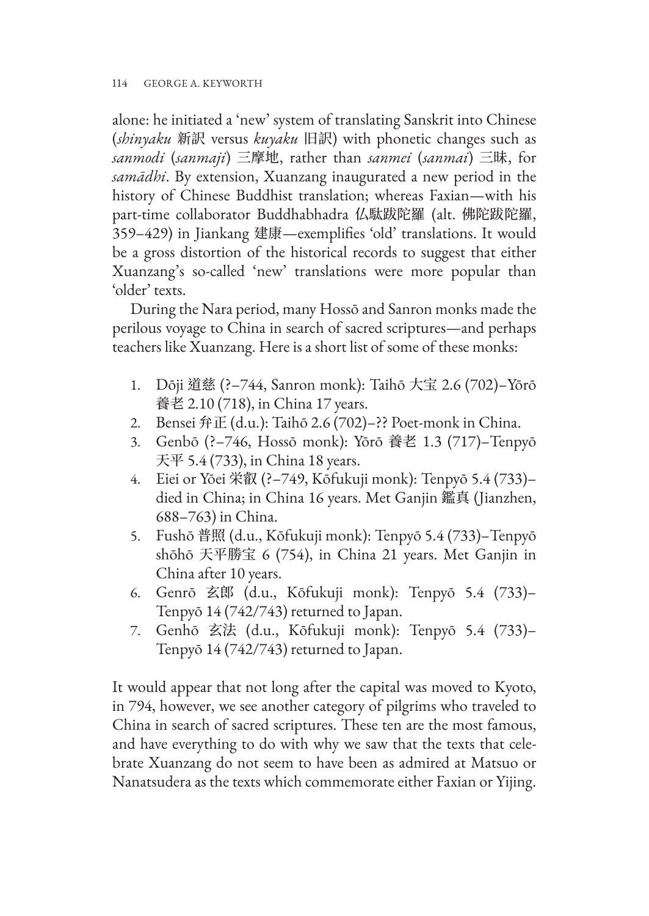alone: he initiated a 'new' system of translating Sanskrit into Chinese (*shinyaku* 新訳 versus *kuyaku* 旧訳) with phonetic changes such as *sanmodi* (*sanmaji*) 三摩地, rather than *sanmei* (*sanmai*) 三昧, for *samādhi*. By extension, Xuanzang inaugurated a new period in the history of Chinese Buddhist translation; whereas Faxian—with his part-time collaborator Buddhabhadra 仏駄跋陀羅 (alt. 佛陀跋陀羅, 359–429) in Jiankang 建康—exemplifies 'old' translations. It would be a gross distortion of the historical records to suggest that either Xuanzang's so-called 'new' translations were more popular than 'older' texts.

During the Nara period, many Hossō and Sanron monks made the perilous voyage to China in search of sacred scriptures—and perhaps teachers like Xuanzang. Here is a short list of some of these monks:

1. Dōji 道慈 (?–744, Sanron monk): Taihō 大宝 2.6 (702)–Yōrō 養老 2.10 (718), in China 17 years.
2. Bensei 弁正 (d.u.): Taihō 2.6 (702)–?? Poet-monk in China.
3. Genbō (?–746, Hossō monk): Yōrō 養老 1.3 (717)–Tenpyō 天平 5.4 (733), in China 18 years.
4. Eiei or Yōei 栄叡 (?–749, Kōfukuji monk): Tenpyō 5.4 (733)–died in China; in China 16 years. Met Ganjin 鑑真 (Jianzhen, 688–763) in China.
5. Fushō 普照 (d.u., Kōfukuji monk): Tenpyō 5.4 (733)–Tenpyō shōhō 天平勝宝 6 (754), in China 21 years. Met Ganjin in China after 10 years.
6. Genrō 玄郎 (d.u., Kōfukuji monk): Tenpyō 5.4 (733)–Tenpyō 14 (742/743) returned to Japan.
7. Genhō 玄法 (d.u., Kōfukuji monk): Tenpyō 5.4 (733)–Tenpyō 14 (742/743) returned to Japan.

It would appear that not long after the capital was moved to Kyoto, in 794, however, we see another category of pilgrims who traveled to China in search of sacred scriptures. These ten are the most famous, and have everything to do with why we saw that the texts that celebrate Xuanzang do not seem to have been as admired at Matsuo or Nanatsudera as the texts which commemorate either Faxian or Yijing.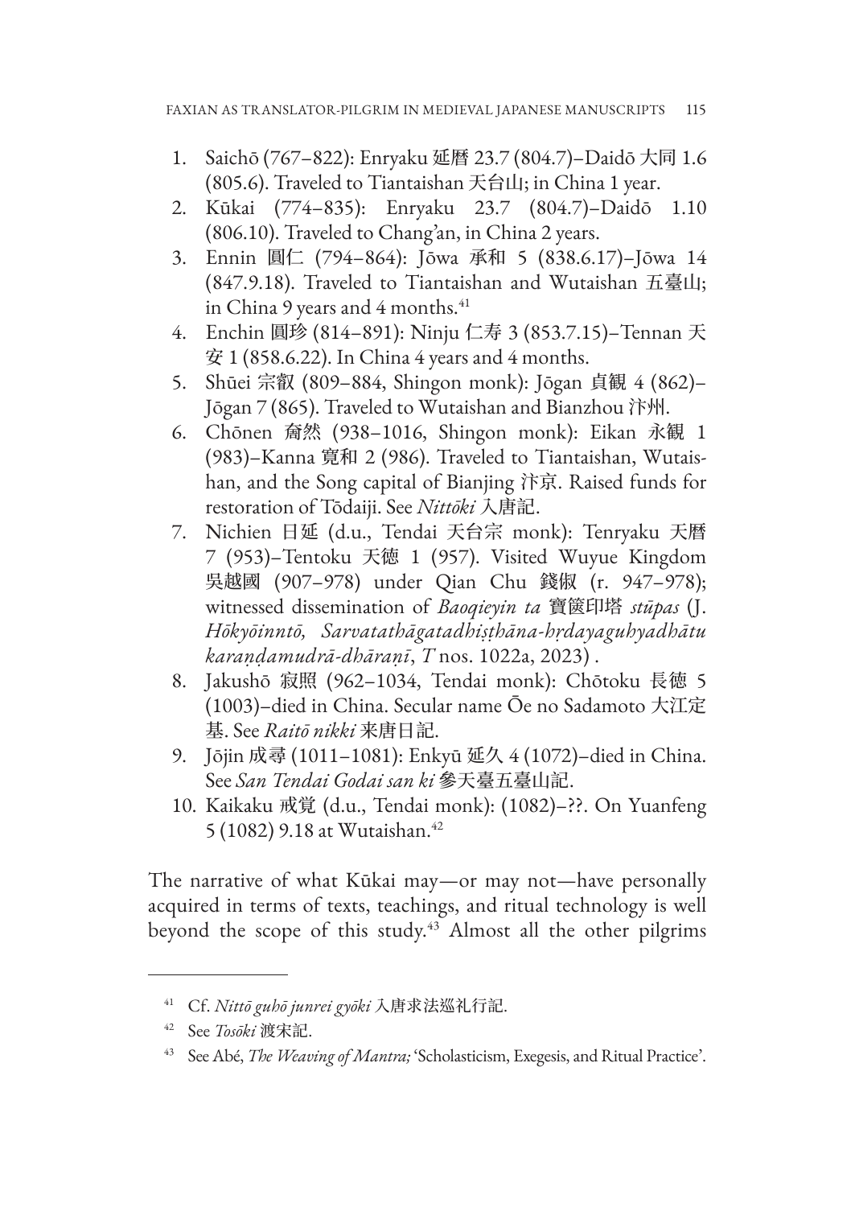1. Saichō (767–822): Enryaku 延暦 23.7 (804.7)–Daidō 大同 1.6 (805.6). Traveled to Tiantaishan 天台山; in China 1 year.
2. Kūkai (774–835): Enryaku 23.7 (804.7)–Daidō 1.10 (806.10). Traveled to Chang'an, in China 2 years.
3. Ennin 圓仁 (794–864): Jōwa 承和 5 (838.6.17)–Jōwa 14 (847.9.18). Traveled to Tiantaishan and Wutaishan 五臺山; in China 9 years and 4 months.[41]
4. Enchin 圓珍 (814–891): Ninju 仁寿 3 (853.7.15)–Tennan 天安 1 (858.6.22). In China 4 years and 4 months.
5. Shūei 宗叡 (809–884, Shingon monk): Jōgan 貞観 4 (862)–Jōgan 7 (865). Traveled to Wutaishan and Bianzhou 汴州.
6. Chōnen 奝然 (938–1016, Shingon monk): Eikan 永観 1 (983)–Kanna 寛和 2 (986). Traveled to Tiantaishan, Wutaishan, and the Song capital of Bianjing 汴京. Raised funds for restoration of Tōdaiji. See *Nittōki* 入唐記.
7. Nichien 日延 (d.u., Tendai 天台宗 monk): Tenryaku 天暦 7 (953)–Tentoku 天徳 1 (957). Visited Wuyue Kingdom 吳越國 (907–978) under Qian Chu 錢俶 (r. 947–978); witnessed dissemination of *Baoqieyin ta* 寶篋印塔 *stūpas* (J. *Hōkyōinntō, Sarvatathāgatadhiṣṭhāna-hṛdayaguhyadhātu karaṇḍamudrā-dhāraṇī*, *T* nos. 1022a, 2023) .
8. Jakushō 寂照 (962–1034, Tendai monk): Chōtoku 長徳 5 (1003)–died in China. Secular name Ōe no Sadamoto 大江定基. See *Raitō nikki* 来唐日記.
9. Jōjin 成尋 (1011–1081): Enkyū 延久 4 (1072)–died in China. See *San Tendai Godai san ki* 參天臺五臺山記.
10. Kaikaku 戒覚 (d.u., Tendai monk): (1082)–??. On Yuanfeng 5 (1082) 9.18 at Wutaishan.[42]

The narrative of what Kūkai may—or may not—have personally acquired in terms of texts, teachings, and ritual technology is well beyond the scope of this study.[43] Almost all the other pilgrims

---

[41] Cf. *Nittō guhō junrei gyōki* 入唐求法巡礼行記.

[42] See *Tosōki* 渡宋記.

[43] See Abé, *The Weaving of Mantra;* 'Scholasticism, Exegesis, and Ritual Practice'.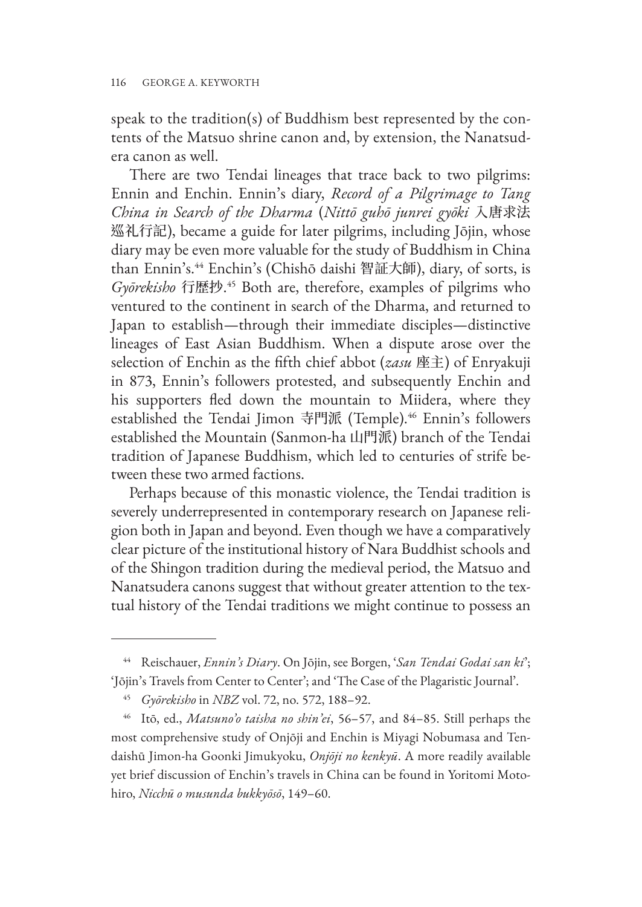speak to the tradition(s) of Buddhism best represented by the contents of the Matsuo shrine canon and, by extension, the Nanatsudera canon as well.

There are two Tendai lineages that trace back to two pilgrims: Ennin and Enchin. Ennin's diary, *Record of a Pilgrimage to Tang China in Search of the Dharma* (*Nittō guhō junrei gyōki* 入唐求法巡礼行記), became a guide for later pilgrims, including Jōjin, whose diary may be even more valuable for the study of Buddhism in China than Ennin's.[44] Enchin's (Chishō daishi 智証大師), diary, of sorts, is *Gyōrekisho* 行歴抄.[45] Both are, therefore, examples of pilgrims who ventured to the continent in search of the Dharma, and returned to Japan to establish—through their immediate disciples—distinctive lineages of East Asian Buddhism. When a dispute arose over the selection of Enchin as the fifth chief abbot (*zasu* 座主) of Enryakuji in 873, Ennin's followers protested, and subsequently Enchin and his supporters fled down the mountain to Miidera, where they established the Tendai Jimon 寺門派 (Temple).[46] Ennin's followers established the Mountain (Sanmon-ha 山門派) branch of the Tendai tradition of Japanese Buddhism, which led to centuries of strife between these two armed factions.

Perhaps because of this monastic violence, the Tendai tradition is severely underrepresented in contemporary research on Japanese religion both in Japan and beyond. Even though we have a comparatively clear picture of the institutional history of Nara Buddhist schools and of the Shingon tradition during the medieval period, the Matsuo and Nanatsudera canons suggest that without greater attention to the textual history of the Tendai traditions we might continue to possess an

---

[44] Reischauer, *Ennin's Diary*. On Jōjin, see Borgen, '*San Tendai Godai san ki*'; 'Jōjin's Travels from Center to Center'; and 'The Case of the Plagaristic Journal'.

[45] *Gyōrekisho* in *NBZ* vol. 72, no. 572, 188–92.

[46] Itō, ed., *Matsuno'o taisha no shin'ei*, 56–57, and 84–85. Still perhaps the most comprehensive study of Onjōji and Enchin is Miyagi Nobumasa and Tendaishū Jimon-ha Goonki Jimukyoku, *Onjōji no kenkyū*. A more readily available yet brief discussion of Enchin's travels in China can be found in Yoritomi Motohiro, *Nicchū o musunda bukkyōsō*, 149–60.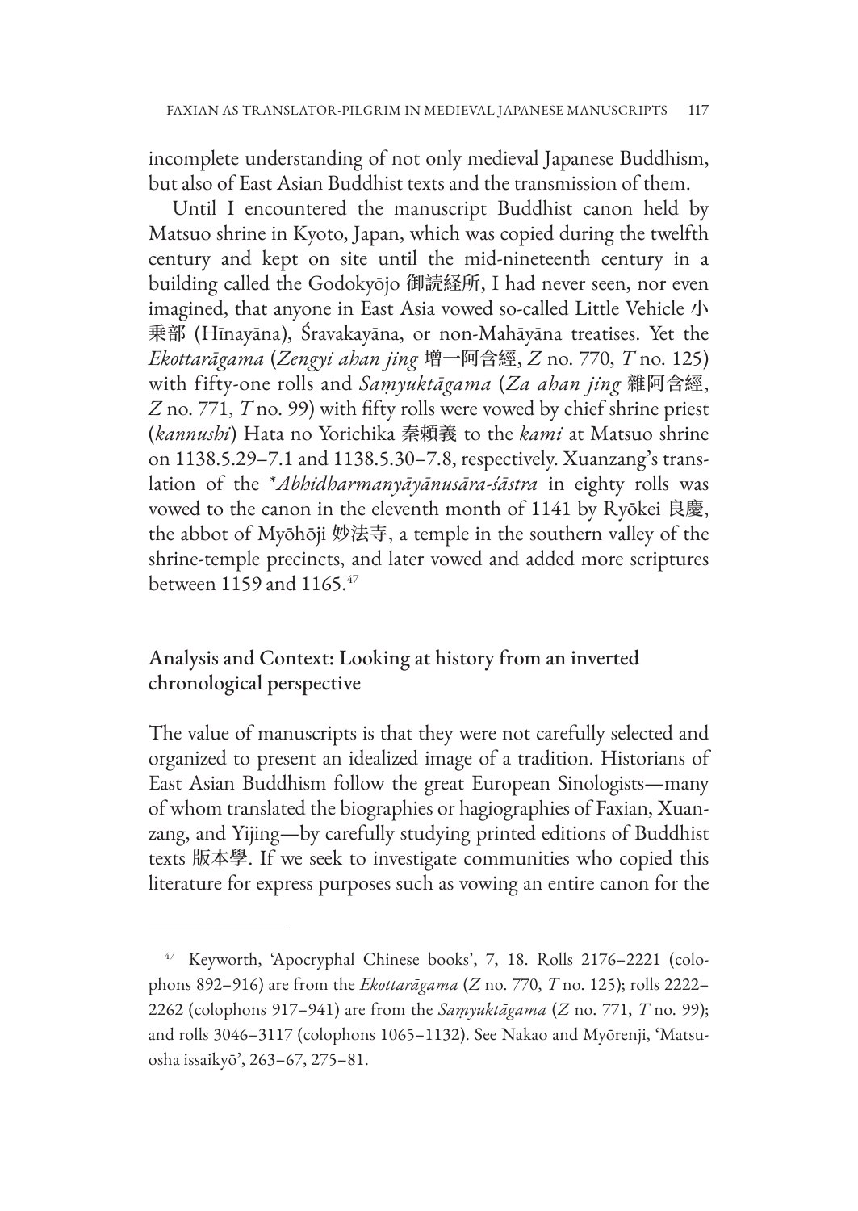incomplete understanding of not only medieval Japanese Buddhism, but also of East Asian Buddhist texts and the transmission of them.

Until I encountered the manuscript Buddhist canon held by Matsuo shrine in Kyoto, Japan, which was copied during the twelfth century and kept on site until the mid-nineteenth century in a building called the Godokyōjo 御読経所, I had never seen, nor even imagined, that anyone in East Asia vowed so-called Little Vehicle 小乗部 (Hīnayāna), Śravakayāna, or non-Mahāyāna treatises. Yet the *Ekottarāgama* (*Zengyi ahan jing* 增一阿含經, *Z* no. 770, *T* no. 125) with fifty-one rolls and *Saṃyuktāgama* (*Za ahan jing* 雜阿含經, *Z* no. 771, *T* no. 99) with fifty rolls were vowed by chief shrine priest (*kannushi*) Hata no Yorichika 秦頼義 to the *kami* at Matsuo shrine on 1138.5.29–7.1 and 1138.5.30–7.8, respectively. Xuanzang's translation of the *\*Abhidharmanyāyānusāra-śāstra* in eighty rolls was vowed to the canon in the eleventh month of 1141 by Ryōkei 良慶, the abbot of Myōhōji 妙法寺, a temple in the southern valley of the shrine-temple precincts, and later vowed and added more scriptures between 1159 and 1165.[47]

## Analysis and Context: Looking at history from an inverted chronological perspective

The value of manuscripts is that they were not carefully selected and organized to present an idealized image of a tradition. Historians of East Asian Buddhism follow the great European Sinologists—many of whom translated the biographies or hagiographies of Faxian, Xuanzang, and Yijing—by carefully studying printed editions of Buddhist texts 版本學. If we seek to investigate communities who copied this literature for express purposes such as vowing an entire canon for the

---

[47] Keyworth, 'Apocryphal Chinese books', 7, 18. Rolls 2176–2221 (colophons 892–916) are from the *Ekottarāgama* (*Z* no. 770, *T* no. 125); rolls 2222–2262 (colophons 917–941) are from the *Saṃyuktāgama* (*Z* no. 771, *T* no. 99); and rolls 3046–3117 (colophons 1065–1132). See Nakao and Myōrenji, 'Matsuosha issaikyō', 263–67, 275–81.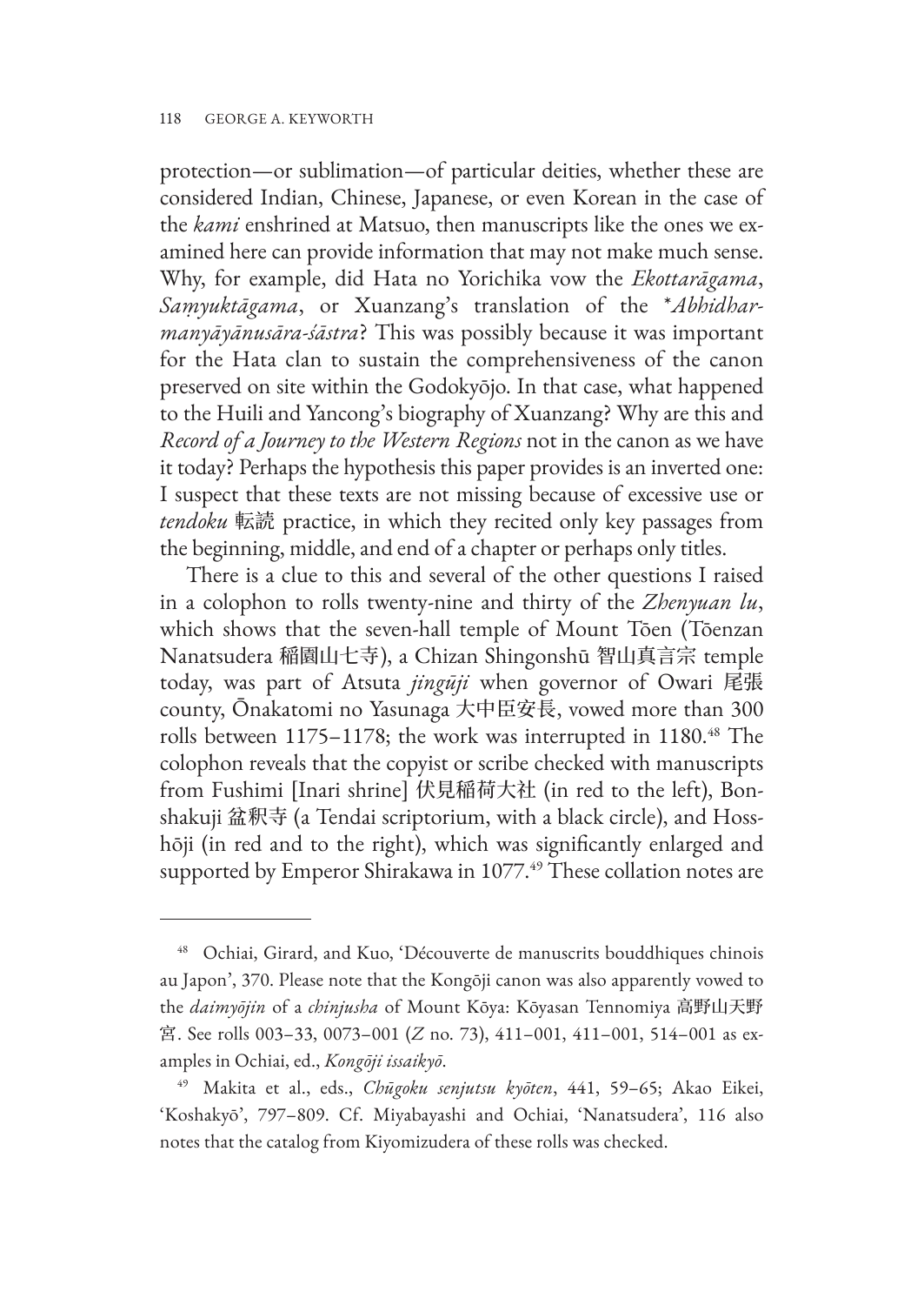protection—or sublimation—of particular deities, whether these are considered Indian, Chinese, Japanese, or even Korean in the case of the *kami* enshrined at Matsuo, then manuscripts like the ones we examined here can provide information that may not make much sense. Why, for example, did Hata no Yorichika vow the *Ekottarāgama*, *Saṃyuktāgama*, or Xuanzang's translation of the **Abhidharmanyāyānusāra-śāstra*? This was possibly because it was important for the Hata clan to sustain the comprehensiveness of the canon preserved on site within the Godokyōjo. In that case, what happened to the Huili and Yancong's biography of Xuanzang? Why are this and *Record of a Journey to the Western Regions* not in the canon as we have it today? Perhaps the hypothesis this paper provides is an inverted one: I suspect that these texts are not missing because of excessive use or *tendoku* 転読 practice, in which they recited only key passages from the beginning, middle, and end of a chapter or perhaps only titles.

There is a clue to this and several of the other questions I raised in a colophon to rolls twenty-nine and thirty of the *Zhenyuan lu*, which shows that the seven-hall temple of Mount Tōen (Tōenzan Nanatsudera 稲園山七寺), a Chizan Shingonshū 智山真言宗 temple today, was part of Atsuta *jingūji* when governor of Owari 尾張 county, Ōnakatomi no Yasunaga 大中臣安長, vowed more than 300 rolls between 1175–1178; the work was interrupted in 1180.[48] The colophon reveals that the copyist or scribe checked with manuscripts from Fushimi [Inari shrine] 伏見稲荷大社 (in red to the left), Bonshakuji 盆釈寺 (a Tendai scriptorium, with a black circle), and Hosshōji (in red and to the right), which was significantly enlarged and supported by Emperor Shirakawa in 1077.[49] These collation notes are

---

[48] Ochiai, Girard, and Kuo, 'Découverte de manuscrits bouddhiques chinois au Japon', 370. Please note that the Kongōji canon was also apparently vowed to the *daimyōjin* of a *chinjusha* of Mount Kōya: Kōyasan Tennomiya 高野山天野宮. See rolls 003–33, 0073–001 (*Z* no. 73), 411–001, 411–001, 514–001 as examples in Ochiai, ed., *Kongōji issaikyō*.

[49] Makita et al., eds., *Chūgoku senjutsu kyōten*, 441, 59–65; Akao Eikei, 'Koshakyō', 797–809. Cf. Miyabayashi and Ochiai, 'Nanatsudera', 116 also notes that the catalog from Kiyomizudera of these rolls was checked.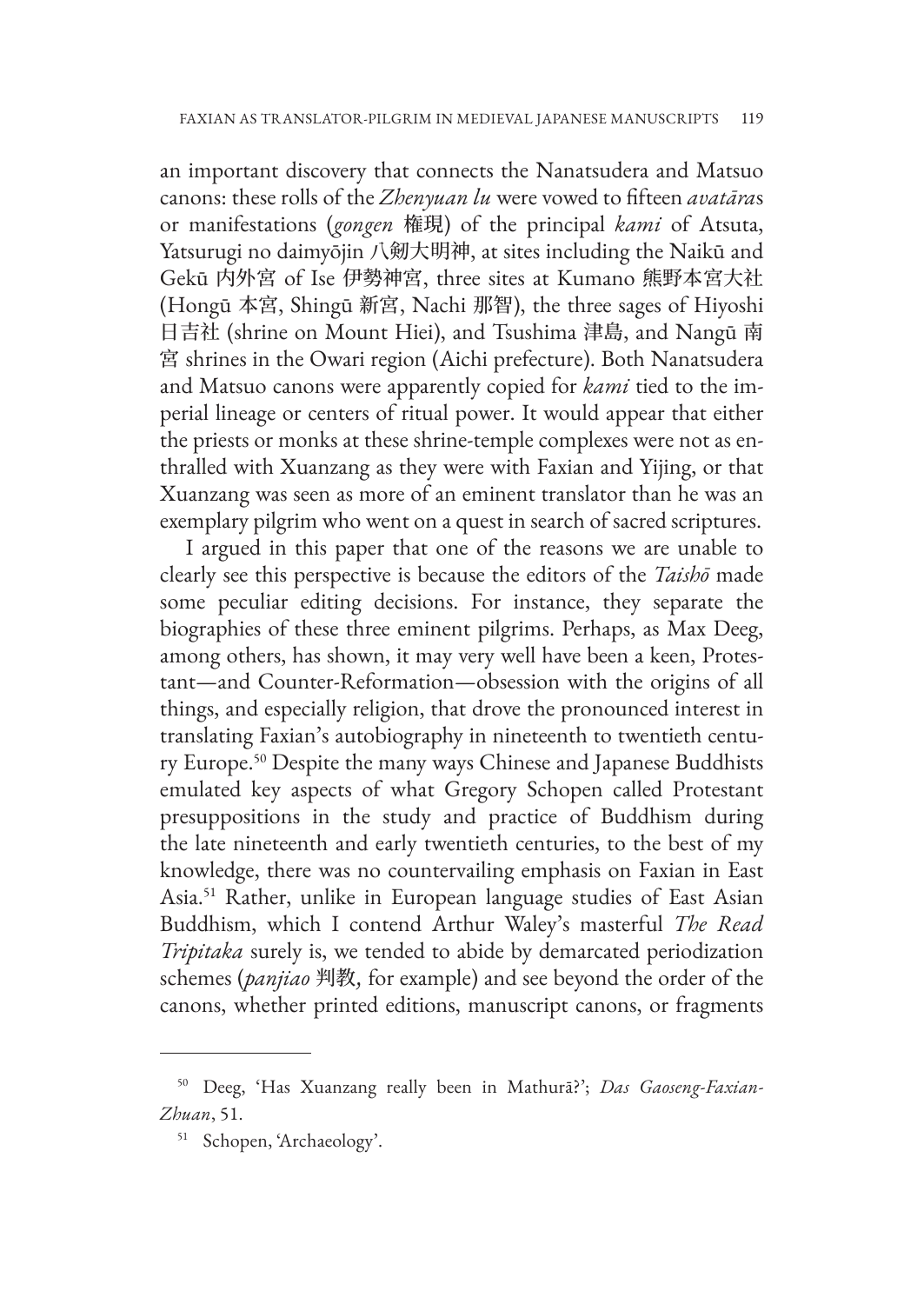an important discovery that connects the Nanatsudera and Matsuo canons: these rolls of the *Zhenyuan lu* were vowed to fifteen *avatāra*s or manifestations (*gongen* 権現) of the principal *kami* of Atsuta, Yatsurugi no daimyōjin 八剱大明神, at sites including the Naikū and Gekū 内外宮 of Ise 伊勢神宮, three sites at Kumano 熊野本宮大社 (Hongū 本宮, Shingū 新宮, Nachi 那智), the three sages of Hiyoshi 日吉社 (shrine on Mount Hiei), and Tsushima 津島, and Nangū 南宮 shrines in the Owari region (Aichi prefecture). Both Nanatsudera and Matsuo canons were apparently copied for *kami* tied to the imperial lineage or centers of ritual power. It would appear that either the priests or monks at these shrine-temple complexes were not as enthralled with Xuanzang as they were with Faxian and Yijing, or that Xuanzang was seen as more of an eminent translator than he was an exemplary pilgrim who went on a quest in search of sacred scriptures.

I argued in this paper that one of the reasons we are unable to clearly see this perspective is because the editors of the *Taishō* made some peculiar editing decisions. For instance, they separate the biographies of these three eminent pilgrims. Perhaps, as Max Deeg, among others, has shown, it may very well have been a keen, Protestant—and Counter-Reformation—obsession with the origins of all things, and especially religion, that drove the pronounced interest in translating Faxian's autobiography in nineteenth to twentieth century Europe.[50] Despite the many ways Chinese and Japanese Buddhists emulated key aspects of what Gregory Schopen called Protestant presuppositions in the study and practice of Buddhism during the late nineteenth and early twentieth centuries, to the best of my knowledge, there was no countervailing emphasis on Faxian in East Asia.[51] Rather, unlike in European language studies of East Asian Buddhism, which I contend Arthur Waley's masterful *The Read Tripitaka* surely is, we tended to abide by demarcated periodization schemes (*panjiao* 判教, for example) and see beyond the order of the canons, whether printed editions, manuscript canons, or fragments

---

[50] Deeg, 'Has Xuanzang really been in Mathurā?'; *Das Gaoseng-Faxian-Zhuan*, 51.

[51] Schopen, 'Archaeology'.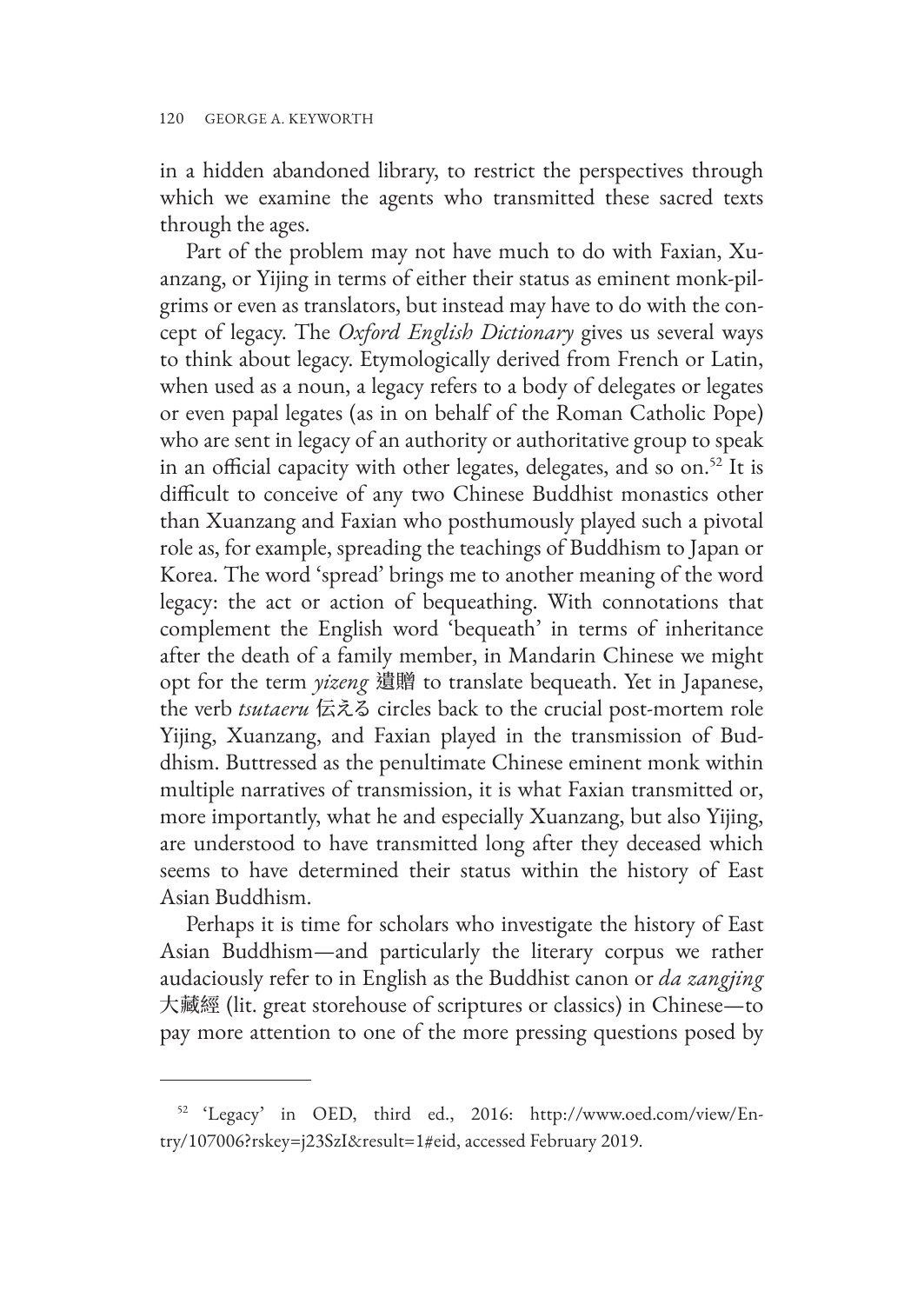in a hidden abandoned library, to restrict the perspectives through which we examine the agents who transmitted these sacred texts through the ages.

Part of the problem may not have much to do with Faxian, Xuanzang, or Yijing in terms of either their status as eminent monk-pilgrims or even as translators, but instead may have to do with the concept of legacy. The *Oxford English Dictionary* gives us several ways to think about legacy. Etymologically derived from French or Latin, when used as a noun, a legacy refers to a body of delegates or legates or even papal legates (as in on behalf of the Roman Catholic Pope) who are sent in legacy of an authority or authoritative group to speak in an official capacity with other legates, delegates, and so on.[52] It is difficult to conceive of any two Chinese Buddhist monastics other than Xuanzang and Faxian who posthumously played such a pivotal role as, for example, spreading the teachings of Buddhism to Japan or Korea. The word 'spread' brings me to another meaning of the word legacy: the act or action of bequeathing. With connotations that complement the English word 'bequeath' in terms of inheritance after the death of a family member, in Mandarin Chinese we might opt for the term *yizeng* 遺贈 to translate bequeath. Yet in Japanese, the verb *tsutaeru* 伝える circles back to the crucial post-mortem role Yijing, Xuanzang, and Faxian played in the transmission of Buddhism. Buttressed as the penultimate Chinese eminent monk within multiple narratives of transmission, it is what Faxian transmitted or, more importantly, what he and especially Xuanzang, but also Yijing, are understood to have transmitted long after they deceased which seems to have determined their status within the history of East Asian Buddhism.

Perhaps it is time for scholars who investigate the history of East Asian Buddhism—and particularly the literary corpus we rather audaciously refer to in English as the Buddhist canon or *da zangjing* 大藏經 (lit. great storehouse of scriptures or classics) in Chinese—to pay more attention to one of the more pressing questions posed by

---

[52] 'Legacy' in OED, third ed., 2016: http://www.oed.com/view/Entry/107006?rskey=j23SzI&result=1#eid, accessed February 2019.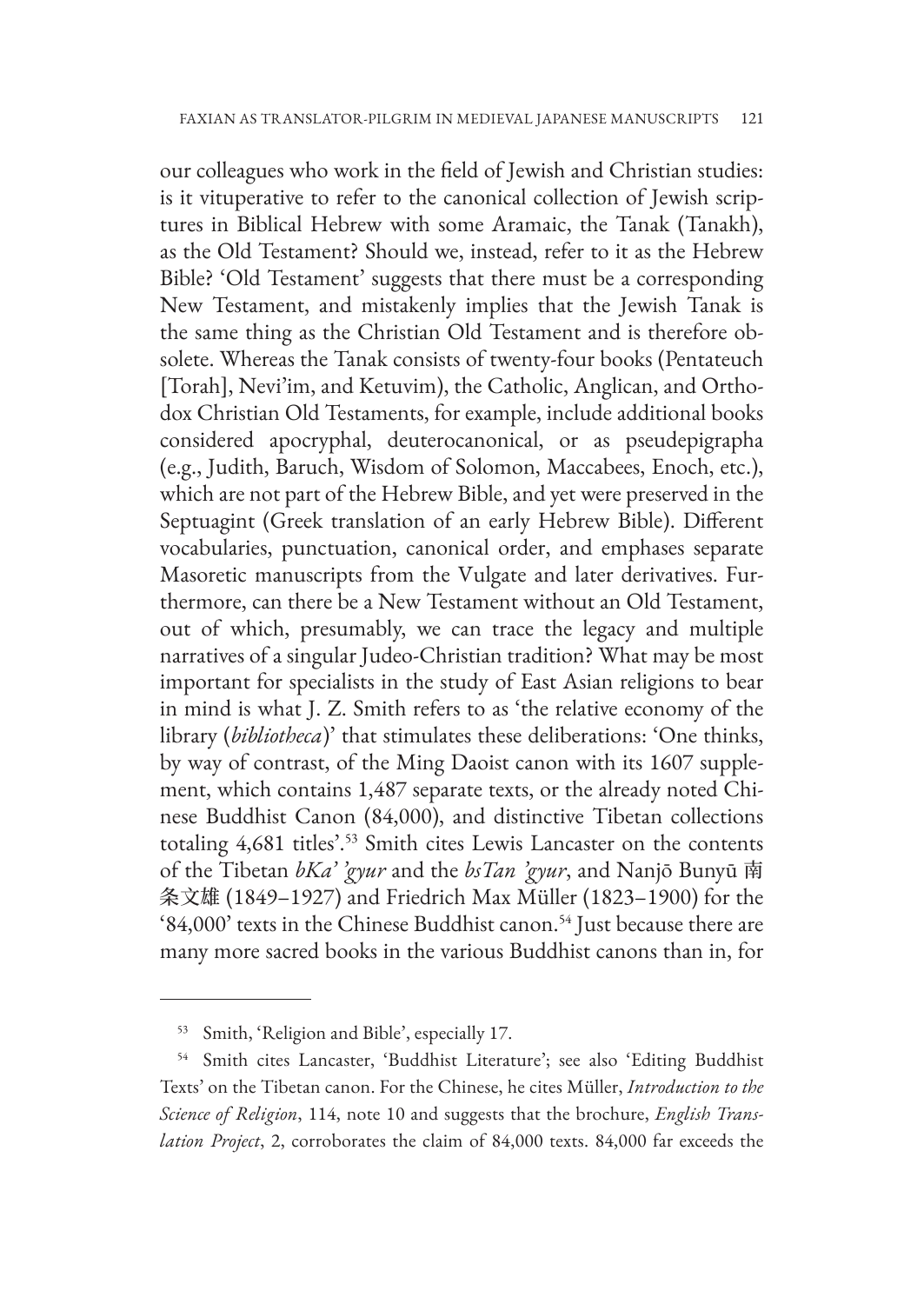our colleagues who work in the field of Jewish and Christian studies: is it vituperative to refer to the canonical collection of Jewish scriptures in Biblical Hebrew with some Aramaic, the Tanak (Tanakh), as the Old Testament? Should we, instead, refer to it as the Hebrew Bible? 'Old Testament' suggests that there must be a corresponding New Testament, and mistakenly implies that the Jewish Tanak is the same thing as the Christian Old Testament and is therefore obsolete. Whereas the Tanak consists of twenty-four books (Pentateuch [Torah], Nevi'im, and Ketuvim), the Catholic, Anglican, and Orthodox Christian Old Testaments, for example, include additional books considered apocryphal, deuterocanonical, or as pseudepigrapha (e.g., Judith, Baruch, Wisdom of Solomon, Maccabees, Enoch, etc.), which are not part of the Hebrew Bible, and yet were preserved in the Septuagint (Greek translation of an early Hebrew Bible). Different vocabularies, punctuation, canonical order, and emphases separate Masoretic manuscripts from the Vulgate and later derivatives. Furthermore, can there be a New Testament without an Old Testament, out of which, presumably, we can trace the legacy and multiple narratives of a singular Judeo-Christian tradition? What may be most important for specialists in the study of East Asian religions to bear in mind is what J. Z. Smith refers to as 'the relative economy of the library (*bibliotheca*)' that stimulates these deliberations: 'One thinks, by way of contrast, of the Ming Daoist canon with its 1607 supplement, which contains 1,487 separate texts, or the already noted Chinese Buddhist Canon (84,000), and distinctive Tibetan collections totaling 4,681 titles'.[53] Smith cites Lewis Lancaster on the contents of the Tibetan *bKa' 'gyur* and the *bsTan 'gyur*, and Nanjō Bunyū 南条文雄 (1849–1927) and Friedrich Max Müller (1823–1900) for the '84,000' texts in the Chinese Buddhist canon.[54] Just because there are many more sacred books in the various Buddhist canons than in, for

---

[53] Smith, 'Religion and Bible', especially 17.

[54] Smith cites Lancaster, 'Buddhist Literature'; see also 'Editing Buddhist Texts' on the Tibetan canon. For the Chinese, he cites Müller, *Introduction to the Science of Religion*, 114, note 10 and suggests that the brochure, *English Translation Project*, 2, corroborates the claim of 84,000 texts. 84,000 far exceeds the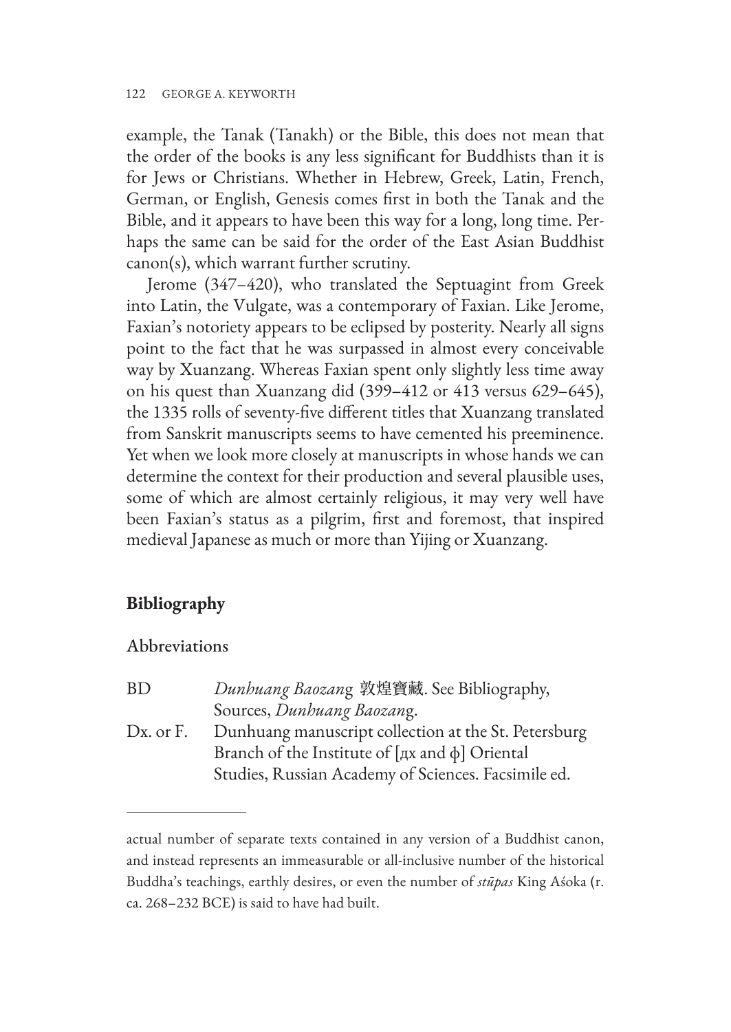example, the Tanak (Tanakh) or the Bible, this does not mean that the order of the books is any less significant for Buddhists than it is for Jews or Christians. Whether in Hebrew, Greek, Latin, French, German, or English, Genesis comes first in both the Tanak and the Bible, and it appears to have been this way for a long, long time. Perhaps the same can be said for the order of the East Asian Buddhist canon(s), which warrant further scrutiny.

Jerome (347–420), who translated the Septuagint from Greek into Latin, the Vulgate, was a contemporary of Faxian. Like Jerome, Faxian's notoriety appears to be eclipsed by posterity. Nearly all signs point to the fact that he was surpassed in almost every conceivable way by Xuanzang. Whereas Faxian spent only slightly less time away on his quest than Xuanzang did (399–412 or 413 versus 629–645), the 1335 rolls of seventy-five different titles that Xuanzang translated from Sanskrit manuscripts seems to have cemented his preeminence. Yet when we look more closely at manuscripts in whose hands we can determine the context for their production and several plausible uses, some of which are almost certainly religious, it may very well have been Faxian's status as a pilgrim, first and foremost, that inspired medieval Japanese as much or more than Yijing or Xuanzang.

## Bibliography

### Abbreviations

| | |
|---|---|
| BD | *Dunhuang Baozang* 敦煌寶藏. See Bibliography, Sources, *Dunhuang Baozang*. |
| Dx. or F. | Dunhuang manuscript collection at the St. Petersburg Branch of the Institute of [дх and ф] Oriental Studies, Russian Academy of Sciences. Facsimile ed. |

---

actual number of separate texts contained in any version of a Buddhist canon, and instead represents an immeasurable or all-inclusive number of the historical Buddha's teachings, earthly desires, or even the number of *stūpas* King Aśoka (r. ca. 268–232 BCE) is said to have had built.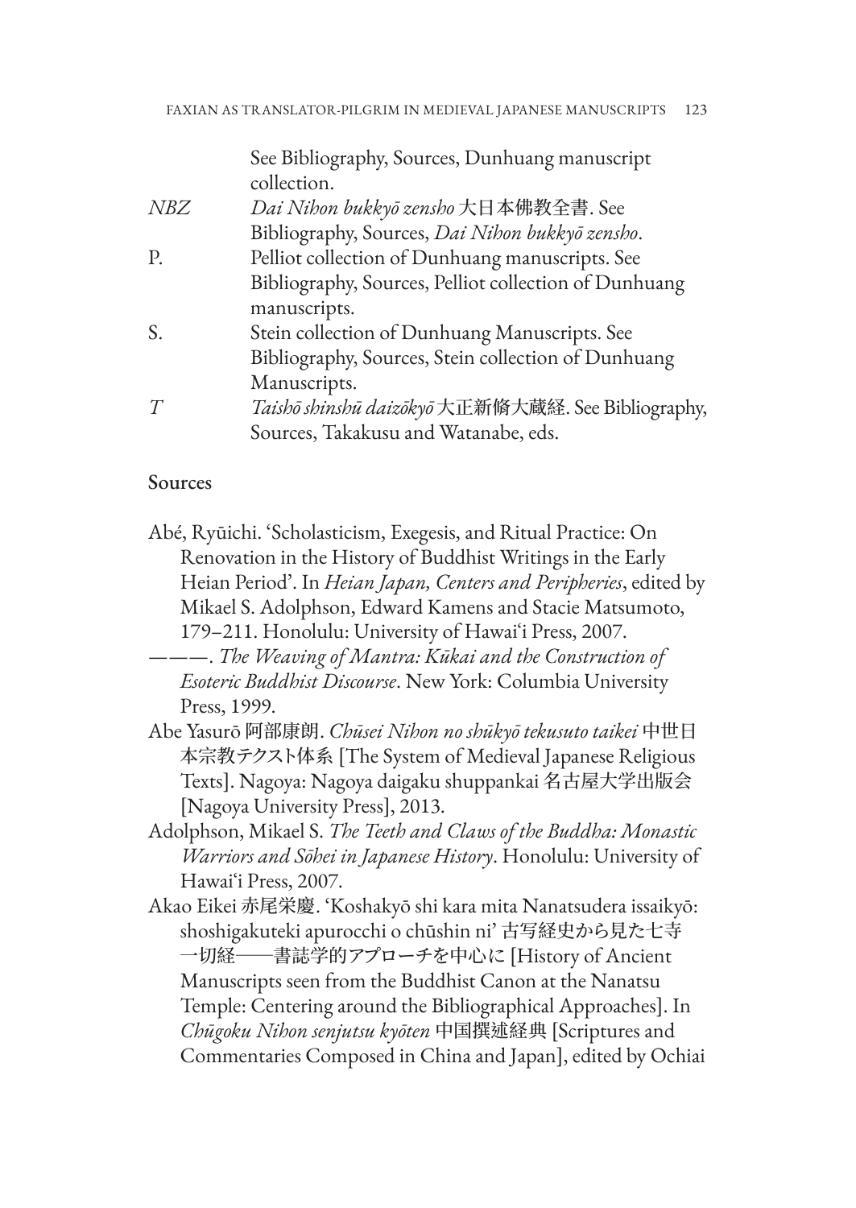| | |
|---|---|
| | See Bibliography, Sources, Dunhuang manuscript collection. |
| *NBZ* | *Dai Nihon bukkyō zensho* 大日本佛教全書. See Bibliography, Sources, *Dai Nihon bukkyō zensho*. |
| P. | Pelliot collection of Dunhuang manuscripts. See Bibliography, Sources, Pelliot collection of Dunhuang manuscripts. |
| S. | Stein collection of Dunhuang Manuscripts. See Bibliography, Sources, Stein collection of Dunhuang Manuscripts. |
| *T* | *Taishō shinshū daizōkyō* 大正新脩大蔵経. See Bibliography, Sources, Takakusu and Watanabe, eds. |

## Sources

Abé, Ryūichi. 'Scholasticism, Exegesis, and Ritual Practice: On Renovation in the History of Buddhist Writings in the Early Heian Period'. In *Heian Japan, Centers and Peripheries*, edited by Mikael S. Adolphson, Edward Kamens and Stacie Matsumoto, 179–211. Honolulu: University of Hawai'i Press, 2007.

———. *The Weaving of Mantra: Kūkai and the Construction of Esoteric Buddhist Discourse*. New York: Columbia University Press, 1999.

Abe Yasurō 阿部康朗. *Chūsei Nihon no shūkyō tekusuto taikei* 中世日本宗教テクスト体系 [The System of Medieval Japanese Religious Texts]. Nagoya: Nagoya daigaku shuppankai 名古屋大学出版会 [Nagoya University Press], 2013.

Adolphson, Mikael S. *The Teeth and Claws of the Buddha: Monastic Warriors and Sōhei in Japanese History*. Honolulu: University of Hawai'i Press, 2007.

Akao Eikei 赤尾栄慶. 'Koshakyō shi kara mita Nanatsudera issaikyō: shoshigakuteki apurocchi o chūshin ni' 古写経史から見た七寺一切経——書誌学的アプローチを中心に [History of Ancient Manuscripts seen from the Buddhist Canon at the Nanatsu Temple: Centering around the Bibliographical Approaches]. In *Chūgoku Nihon senjutsu kyōten* 中国撰述経典 [Scriptures and Commentaries Composed in China and Japan], edited by Ochiai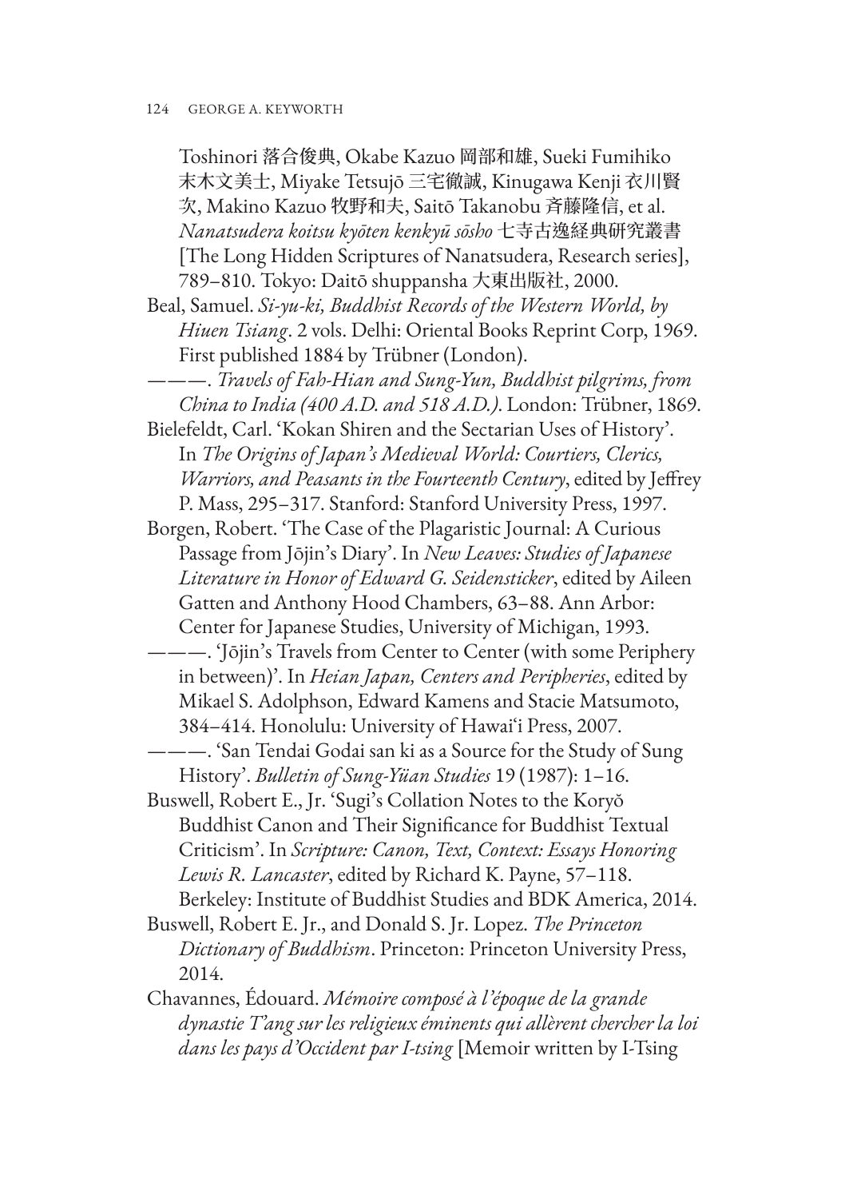Toshinori 落合俊典, Okabe Kazuo 岡部和雄, Sueki Fumihiko 末木文美士, Miyake Tetsujō 三宅徹誠, Kinugawa Kenji 衣川賢次, Makino Kazuo 牧野和夫, Saitō Takanobu 斉藤隆信, et al. *Nanatsudera koitsu kyōten kenkyū sōsho* 七寺古逸経典研究叢書 [The Long Hidden Scriptures of Nanatsudera, Research series], 789–810. Tokyo: Daitō shuppansha 大東出版社, 2000.

Beal, Samuel. *Si-yu-ki, Buddhist Records of the Western World, by Hiuen Tsiang*. 2 vols. Delhi: Oriental Books Reprint Corp, 1969. First published 1884 by Trübner (London).

———. *Travels of Fah-Hian and Sung-Yun, Buddhist pilgrims, from China to India (400 A.D. and 518 A.D.)*. London: Trübner, 1869.

Bielefeldt, Carl. 'Kokan Shiren and the Sectarian Uses of History'. In *The Origins of Japan's Medieval World: Courtiers, Clerics, Warriors, and Peasants in the Fourteenth Century*, edited by Jeffrey P. Mass, 295–317. Stanford: Stanford University Press, 1997.

Borgen, Robert. 'The Case of the Plagaristic Journal: A Curious Passage from Jōjin's Diary'. In *New Leaves: Studies of Japanese Literature in Honor of Edward G. Seidensticker*, edited by Aileen Gatten and Anthony Hood Chambers, 63–88. Ann Arbor: Center for Japanese Studies, University of Michigan, 1993.

———. 'Jōjin's Travels from Center to Center (with some Periphery in between)'. In *Heian Japan, Centers and Peripheries*, edited by Mikael S. Adolphson, Edward Kamens and Stacie Matsumoto, 384–414. Honolulu: University of Hawai'i Press, 2007.

———. 'San Tendai Godai san ki as a Source for the Study of Sung History'. *Bulletin of Sung-Yüan Studies* 19 (1987): 1–16.

Buswell, Robert E., Jr. 'Sugi's Collation Notes to the Koryŏ Buddhist Canon and Their Significance for Buddhist Textual Criticism'. In *Scripture: Canon, Text, Context: Essays Honoring Lewis R. Lancaster*, edited by Richard K. Payne, 57–118. Berkeley: Institute of Buddhist Studies and BDK America, 2014.

Buswell, Robert E. Jr., and Donald S. Jr. Lopez. *The Princeton Dictionary of Buddhism*. Princeton: Princeton University Press, 2014.

Chavannes, Édouard. *Mémoire composé à l'époque de la grande dynastie T'ang sur les religieux éminents qui allèrent chercher la loi dans les pays d'Occident par I-tsing* [Memoir written by I-Tsing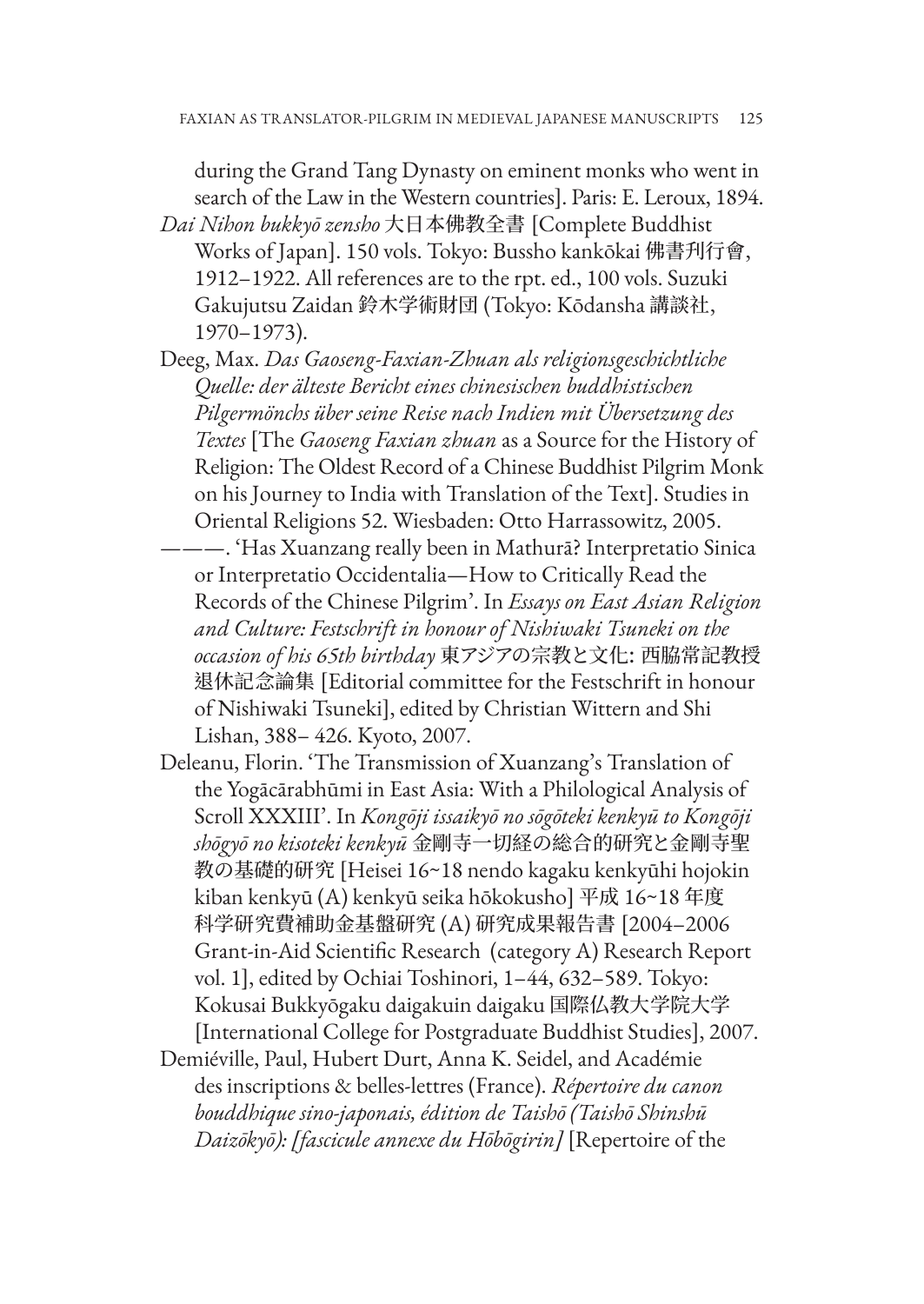during the Grand Tang Dynasty on eminent monks who went in search of the Law in the Western countries]. Paris: E. Leroux, 1894.

*Dai Nihon bukkyō zensho* 大日本佛教全書 [Complete Buddhist Works of Japan]. 150 vols. Tokyo: Bussho kankōkai 佛書刊行會, 1912–1922. All references are to the rpt. ed., 100 vols. Suzuki Gakujutsu Zaidan 鈴木学術財団 (Tokyo: Kōdansha 講談社, 1970–1973).

Deeg, Max. *Das Gaoseng-Faxian-Zhuan als religionsgeschichtliche Quelle: der älteste Bericht eines chinesischen buddhistischen Pilgermönchs über seine Reise nach Indien mit Übersetzung des Textes* [The *Gaoseng Faxian zhuan* as a Source for the History of Religion: The Oldest Record of a Chinese Buddhist Pilgrim Monk on his Journey to India with Translation of the Text]. Studies in Oriental Religions 52. Wiesbaden: Otto Harrassowitz, 2005.

———. 'Has Xuanzang really been in Mathurā? Interpretatio Sinica or Interpretatio Occidentalia—How to Critically Read the Records of the Chinese Pilgrim'. In *Essays on East Asian Religion and Culture: Festschrift in honour of Nishiwaki Tsuneki on the occasion of his 65th birthday* 東アジアの宗教と文化: 西脇常記教授退休記念論集 [Editorial committee for the Festschrift in honour of Nishiwaki Tsuneki], edited by Christian Wittern and Shi Lishan, 388– 426. Kyoto, 2007.

Deleanu, Florin. 'The Transmission of Xuanzang's Translation of the Yogācārabhūmi in East Asia: With a Philological Analysis of Scroll XXXIII'. In *Kongōji issaikyō no sōgōteki kenkyū to Kongōji shōgyō no kisoteki kenkyū* 金剛寺一切経の総合的研究と金剛寺聖教の基礎的研究 [Heisei 16~18 nendo kagaku kenkyūhi hojokin kiban kenkyū (A) kenkyū seika hōkokusho] 平成 16~18 年度科学研究費補助金基盤研究 (A) 研究成果報告書 [2004–2006 Grant-in-Aid Scientific Research (category A) Research Report vol. 1], edited by Ochiai Toshinori, 1–44, 632–589. Tokyo: Kokusai Bukkyōgaku daigakuin daigaku 国際仏教大学院大学 [International College for Postgraduate Buddhist Studies], 2007.

Demiéville, Paul, Hubert Durt, Anna K. Seidel, and Académie des inscriptions & belles-lettres (France). *Répertoire du canon bouddhique sino-japonais, édition de Taishō (Taishō Shinshū Daizōkyō): [fascicule annexe du Hōbōgirin]* [Repertoire of the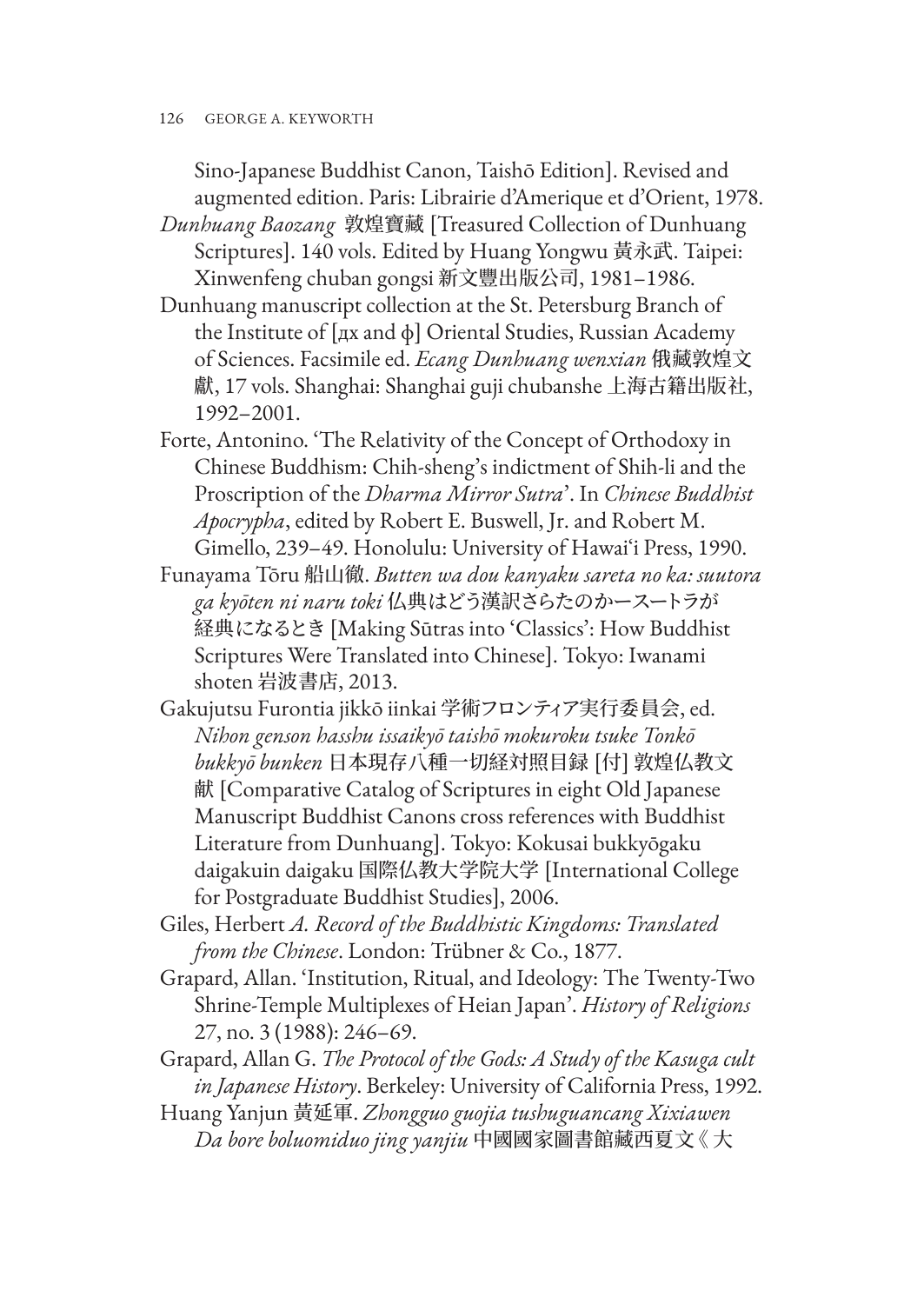Sino-Japanese Buddhist Canon, Taishō Edition]. Revised and augmented edition. Paris: Librairie d'Amerique et d'Orient, 1978.

*Dunhuang Baozang* 敦煌寶藏 [Treasured Collection of Dunhuang Scriptures]. 140 vols. Edited by Huang Yongwu 黄永武. Taipei: Xinwenfeng chuban gongsi 新文豐出版公司, 1981–1986.

Dunhuang manuscript collection at the St. Petersburg Branch of the Institute of [дх and ф] Oriental Studies, Russian Academy of Sciences. Facsimile ed. *Ecang Dunhuang wenxian* 俄藏敦煌文獻, 17 vols. Shanghai: Shanghai guji chubanshe 上海古籍出版社, 1992–2001.

Forte, Antonino. 'The Relativity of the Concept of Orthodoxy in Chinese Buddhism: Chih-sheng's indictment of Shih-li and the Proscription of the *Dharma Mirror Sutra*'. In *Chinese Buddhist Apocrypha*, edited by Robert E. Buswell, Jr. and Robert M. Gimello, 239–49. Honolulu: University of Hawai'i Press, 1990.

Funayama Tōru 船山徹. *Butten wa dou kanyaku sareta no ka: suutora ga kyōten ni naru toki* 仏典はどう漢訳さらたのかースートラが経典になるとき [Making Sūtras into 'Classics': How Buddhist Scriptures Were Translated into Chinese]. Tokyo: Iwanami shoten 岩波書店, 2013.

Gakujutsu Furontia jikkō iinkai 学術フロンティア実行委員会, ed. *Nihon genson hasshu issaikyō taishō mokuroku tsuke Tonkō bukkyō bunken* 日本現存八種一切経対照目録 [付] 敦煌仏教文献 [Comparative Catalog of Scriptures in eight Old Japanese Manuscript Buddhist Canons cross references with Buddhist Literature from Dunhuang]. Tokyo: Kokusai bukkyōgaku daigakuin daigaku 国際仏教大学院大学 [International College for Postgraduate Buddhist Studies], 2006.

Giles, Herbert *A. Record of the Buddhistic Kingdoms: Translated from the Chinese*. London: Trübner & Co., 1877.

Grapard, Allan. 'Institution, Ritual, and Ideology: The Twenty-Two Shrine-Temple Multiplexes of Heian Japan'. *History of Religions* 27, no. 3 (1988): 246–69.

Grapard, Allan G. *The Protocol of the Gods: A Study of the Kasuga cult in Japanese History*. Berkeley: University of California Press, 1992.

Huang Yanjun 黄延軍. *Zhongguo guojia tushuguancang Xixiawen Da bore boluomiduo jing yanjiu* 中國國家圖書館藏西夏文《大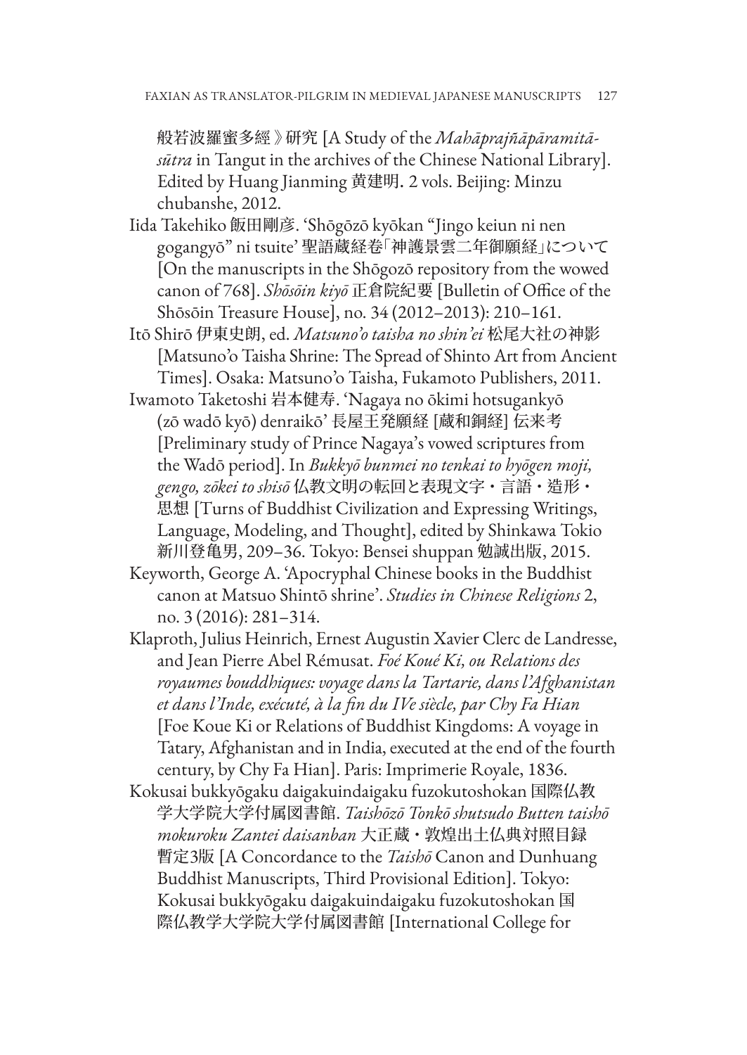般若波羅蜜多經》研究 [A Study of the *Mahāprajñāpāramitā-sūtra* in Tangut in the archives of the Chinese National Library]. Edited by Huang Jianming 黄建明. 2 vols. Beijing: Minzu chubanshe, 2012.

Iida Takehiko 飯田剛彥. 'Shōgōzō kyōkan "Jingo keiun ni nen gogangyō" ni tsuite' 聖語蔵経巻「神護景雲二年御願経」について [On the manuscripts in the Shōgozō repository from the wowed canon of 768]. *Shōsōin kiyō* 正倉院紀要 [Bulletin of Office of the Shōsōin Treasure House], no. 34 (2012–2013): 210–161.

Itō Shirō 伊東史朗, ed. *Matsuno'o taisha no shin'ei* 松尾大社の神影 [Matsuno'o Taisha Shrine: The Spread of Shinto Art from Ancient Times]. Osaka: Matsuno'o Taisha, Fukamoto Publishers, 2011.

Iwamoto Taketoshi 岩本健寿. 'Nagaya no ōkimi hotsugankyō (zō wadō kyō) denraikō' 長屋王発願経 [蔵和銅経] 伝来考 [Preliminary study of Prince Nagaya's vowed scriptures from the Wadō period]. In *Bukkyō bunmei no tenkai to hyōgen moji, gengo, zōkei to shisō* 仏教文明の転回と表現文字・言語・造形・思想 [Turns of Buddhist Civilization and Expressing Writings, Language, Modeling, and Thought], edited by Shinkawa Tokio 新川登亀男, 209–36. Tokyo: Bensei shuppan 勉誠出版, 2015.

Keyworth, George A. 'Apocryphal Chinese books in the Buddhist canon at Matsuo Shintō shrine'. *Studies in Chinese Religions* 2, no. 3 (2016): 281–314.

Klaproth, Julius Heinrich, Ernest Augustin Xavier Clerc de Landresse, and Jean Pierre Abel Rémusat. *Foé Koué Ki, ou Relations des royaumes bouddhiques: voyage dans la Tartarie, dans l'Afghanistan et dans l'Inde, exécuté, à la fin du IVe siècle, par Chy Fa Hian* [Foe Koue Ki or Relations of Buddhist Kingdoms: A voyage in Tatary, Afghanistan and in India, executed at the end of the fourth century, by Chy Fa Hian]. Paris: Imprimerie Royale, 1836.

Kokusai bukkyōgaku daigakuindaigaku fuzokutoshokan 国際仏教学大学院大学付属図書館. *Taishōzō Tonkō shutsudo Butten taishō mokuroku Zantei daisanban* 大正蔵・敦煌出土仏典対照目録暫定3版 [A Concordance to the *Taishō* Canon and Dunhuang Buddhist Manuscripts, Third Provisional Edition]. Tokyo: Kokusai bukkyōgaku daigakuindaigaku fuzokutoshokan 国際仏教学大学院大学付属図書館 [International College for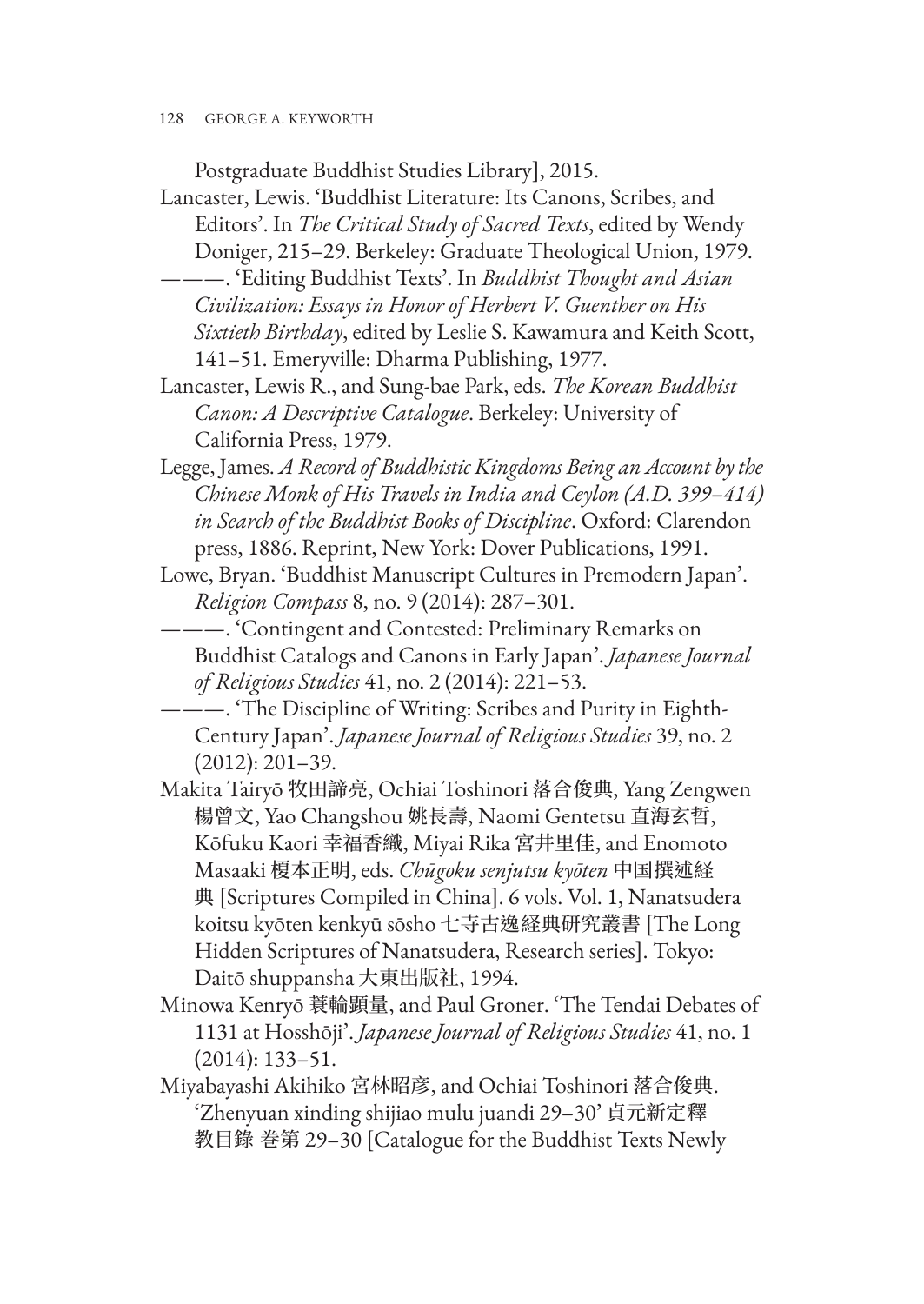Postgraduate Buddhist Studies Library], 2015.

Lancaster, Lewis. 'Buddhist Literature: Its Canons, Scribes, and Editors'. In *The Critical Study of Sacred Texts*, edited by Wendy Doniger, 215–29. Berkeley: Graduate Theological Union, 1979.

———. 'Editing Buddhist Texts'. In *Buddhist Thought and Asian Civilization: Essays in Honor of Herbert V. Guenther on His Sixtieth Birthday*, edited by Leslie S. Kawamura and Keith Scott, 141–51. Emeryville: Dharma Publishing, 1977.

Lancaster, Lewis R., and Sung-bae Park, eds. *The Korean Buddhist Canon: A Descriptive Catalogue*. Berkeley: University of California Press, 1979.

Legge, James. *A Record of Buddhistic Kingdoms Being an Account by the Chinese Monk of His Travels in India and Ceylon (A.D. 399–414) in Search of the Buddhist Books of Discipline*. Oxford: Clarendon press, 1886. Reprint, New York: Dover Publications, 1991.

Lowe, Bryan. 'Buddhist Manuscript Cultures in Premodern Japan'. *Religion Compass* 8, no. 9 (2014): 287–301.

———. 'Contingent and Contested: Preliminary Remarks on Buddhist Catalogs and Canons in Early Japan'. *Japanese Journal of Religious Studies* 41, no. 2 (2014): 221–53.

———. 'The Discipline of Writing: Scribes and Purity in Eighth-Century Japan'. *Japanese Journal of Religious Studies* 39, no. 2 (2012): 201–39.

Makita Tairyō 牧田諦亮, Ochiai Toshinori 落合俊典, Yang Zengwen 楊曾文, Yao Changshou 姚長壽, Naomi Gentetsu 直海玄哲, Kōfuku Kaori 幸福香織, Miyai Rika 宮井里佳, and Enomoto Masaaki 榎本正明, eds. *Chūgoku senjutsu kyōten* 中国撰述経典 [Scriptures Compiled in China]. 6 vols. Vol. 1, Nanatsudera koitsu kyōten kenkyū sōsho 七寺古逸経典研究叢書 [The Long Hidden Scriptures of Nanatsudera, Research series]. Tokyo: Daitō shuppansha 大東出版社, 1994.

Minowa Kenryō 蓑輪顕量, and Paul Groner. 'The Tendai Debates of 1131 at Hosshōji'. *Japanese Journal of Religious Studies* 41, no. 1 (2014): 133–51.

Miyabayashi Akihiko 宮林昭彦, and Ochiai Toshinori 落合俊典. 'Zhenyuan xinding shijiao mulu juandi 29–30' 貞元新定釋教目錄 卷第 29–30 [Catalogue for the Buddhist Texts Newly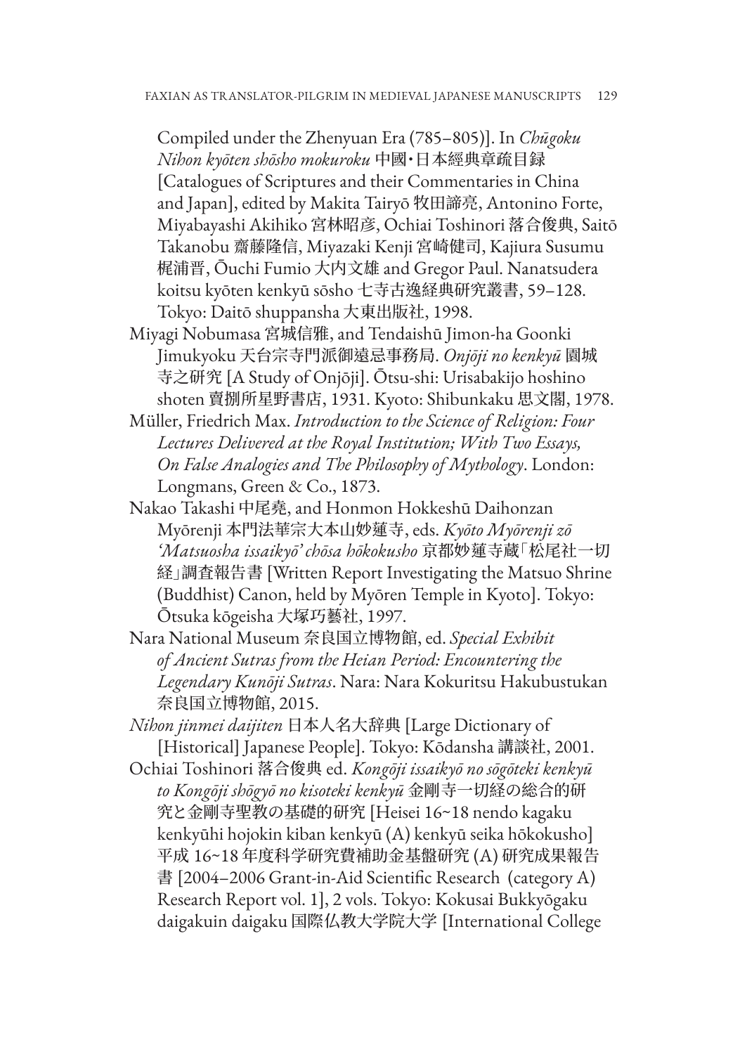Compiled under the Zhenyuan Era (785–805)]. In *Chūgoku Nihon kyōten shōsho mokuroku* 中國・日本經典章疏目録 [Catalogues of Scriptures and their Commentaries in China and Japan], edited by Makita Tairyō 牧田諦亮, Antonino Forte, Miyabayashi Akihiko 宮林昭彦, Ochiai Toshinori 落合俊典, Saitō Takanobu 齋藤隆信, Miyazaki Kenji 宮崎健司, Kajiura Susumu 梶浦晋, Ōuchi Fumio 大内文雄 and Gregor Paul. Nanatsudera koitsu kyōten kenkyū sōsho 七寺古逸経典研究叢書, 59–128. Tokyo: Daitō shuppansha 大東出版社, 1998.

Miyagi Nobumasa 宮城信雅, and Tendaishū Jimon-ha Goonki Jimukyoku 天台宗寺門派御遠忌事務局. *Onjōji no kenkyū* 園城寺之研究 [A Study of Onjōji]. Ōtsu-shi: Urisabakijo hoshino shoten 賣捌所星野書店, 1931. Kyoto: Shibunkaku 思文閣, 1978.

Müller, Friedrich Max. *Introduction to the Science of Religion: Four Lectures Delivered at the Royal Institution; With Two Essays, On False Analogies and The Philosophy of Mythology*. London: Longmans, Green & Co., 1873.

Nakao Takashi 中尾堯, and Honmon Hokkeshū Daihonzan Myōrenji 本門法華宗大本山妙蓮寺, eds. *Kyōto Myōrenji zō 'Matsuosha issaikyō' chōsa hōkokusho* 京都妙蓮寺蔵「松尾社一切経」調査報告書 [Written Report Investigating the Matsuo Shrine (Buddhist) Canon, held by Myōren Temple in Kyoto]. Tokyo: Ōtsuka kōgeisha 大塚巧藝社, 1997.

Nara National Museum 奈良国立博物館, ed. *Special Exhibit of Ancient Sutras from the Heian Period: Encountering the Legendary Kunōji Sutras*. Nara: Nara Kokuritsu Hakubustukan 奈良国立博物館, 2015.

*Nihon jinmei daijiten* 日本人名大辞典 [Large Dictionary of [Historical] Japanese People]. Tokyo: Kōdansha 講談社, 2001.

Ochiai Toshinori 落合俊典 ed. *Kongōji issaikyō no sōgōteki kenkyū to Kongōji shōgyō no kisoteki kenkyū* 金剛寺一切経の総合的研究と金剛寺聖教の基礎的研究 [Heisei 16~18 nendo kagaku kenkyūhi hojokin kiban kenkyū (A) kenkyū seika hōkokusho] 平成 16~18 年度科学研究費補助金基盤研究 (A) 研究成果報告書 [2004–2006 Grant-in-Aid Scientific Research (category A) Research Report vol. 1], 2 vols. Tokyo: Kokusai Bukkyōgaku daigakuin daigaku 国際仏教大学院大学 [International College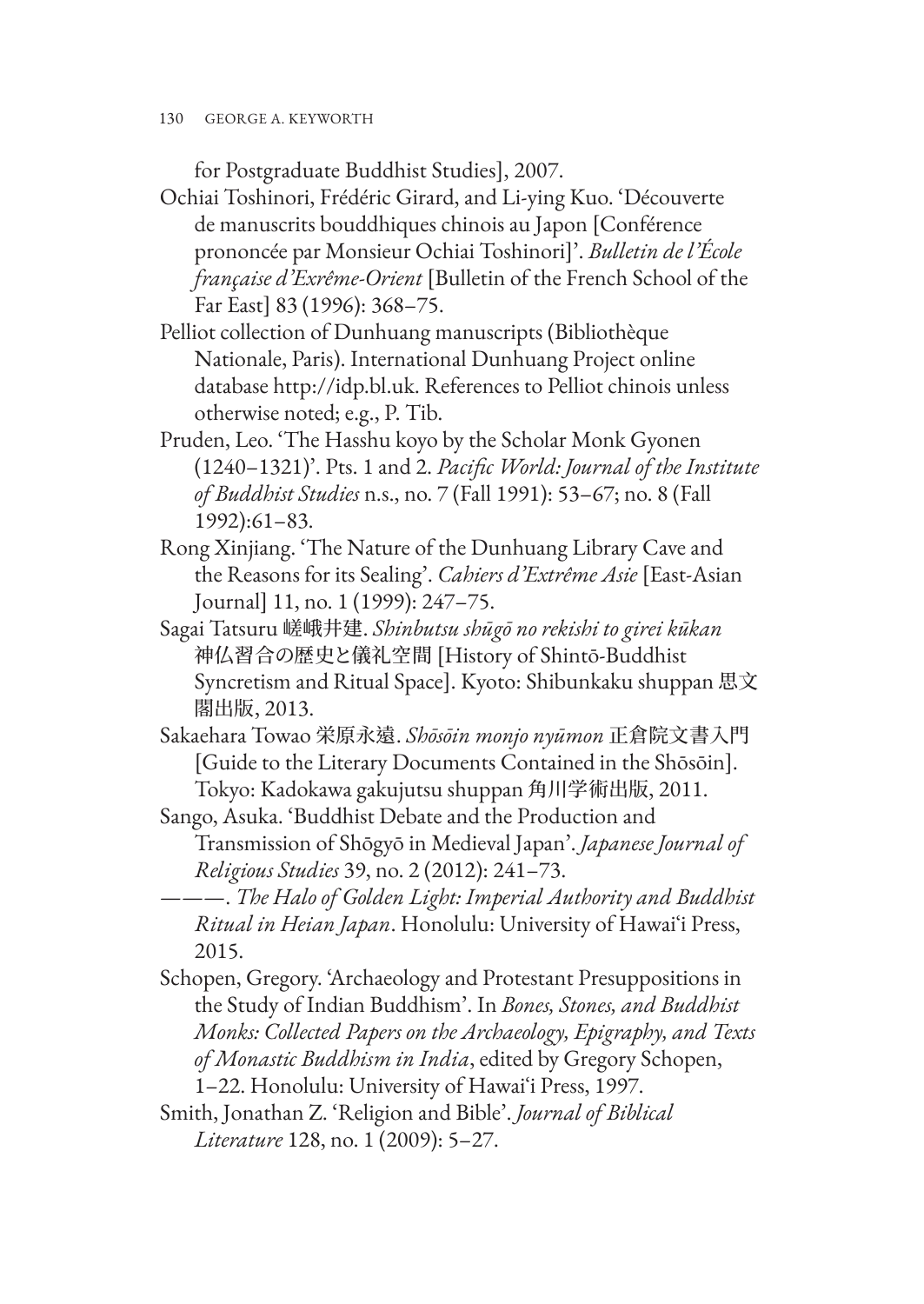for Postgraduate Buddhist Studies], 2007.

Ochiai Toshinori, Frédéric Girard, and Li-ying Kuo. 'Découverte de manuscrits bouddhiques chinois au Japon [Conférence prononcée par Monsieur Ochiai Toshinori]'. *Bulletin de l'École française d'Exrême-Orient* [Bulletin of the French School of the Far East] 83 (1996): 368–75.

Pelliot collection of Dunhuang manuscripts (Bibliothèque Nationale, Paris). International Dunhuang Project online database http://idp.bl.uk. References to Pelliot chinois unless otherwise noted; e.g., P. Tib.

Pruden, Leo. 'The Hasshu koyo by the Scholar Monk Gyonen (1240–1321)'. Pts. 1 and 2. *Pacific World: Journal of the Institute of Buddhist Studies* n.s., no. 7 (Fall 1991): 53–67; no. 8 (Fall 1992):61–83.

Rong Xinjiang. 'The Nature of the Dunhuang Library Cave and the Reasons for its Sealing'. *Cahiers d'Extrême Asie* [East-Asian Journal] 11, no. 1 (1999): 247–75.

Sagai Tatsuru 嵯峨井建. *Shinbutsu shūgō no rekishi to girei kūkan* 神仏習合の歴史と儀礼空間 [History of Shintō-Buddhist Syncretism and Ritual Space]. Kyoto: Shibunkaku shuppan 思文閣出版, 2013.

Sakaehara Towao 栄原永遠. *Shōsōin monjo nyūmon* 正倉院文書入門 [Guide to the Literary Documents Contained in the Shōsōin]. Tokyo: Kadokawa gakujutsu shuppan 角川学術出版, 2011.

Sango, Asuka. 'Buddhist Debate and the Production and Transmission of Shōgyō in Medieval Japan'. *Japanese Journal of Religious Studies* 39, no. 2 (2012): 241–73.

———. *The Halo of Golden Light: Imperial Authority and Buddhist Ritual in Heian Japan*. Honolulu: University of Hawai'i Press, 2015.

Schopen, Gregory. 'Archaeology and Protestant Presuppositions in the Study of Indian Buddhism'. In *Bones, Stones, and Buddhist Monks: Collected Papers on the Archaeology, Epigraphy, and Texts of Monastic Buddhism in India*, edited by Gregory Schopen, 1–22. Honolulu: University of Hawai'i Press, 1997.

Smith, Jonathan Z. 'Religion and Bible'. *Journal of Biblical Literature* 128, no. 1 (2009): 5–27.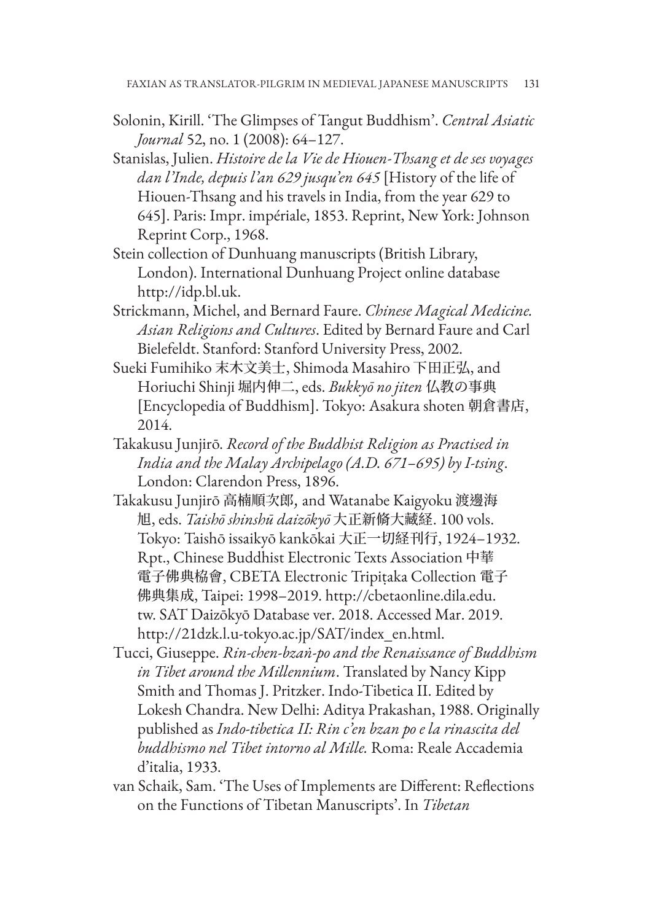Solonin, Kirill. 'The Glimpses of Tangut Buddhism'. *Central Asiatic Journal* 52, no. 1 (2008): 64–127.

Stanislas, Julien. *Histoire de la Vie de Hiouen-Thsang et de ses voyages dan l'Inde, depuis l'an 629 jusqu'en 645* [History of the life of Hiouen-Thsang and his travels in India, from the year 629 to 645]. Paris: Impr. impériale, 1853. Reprint, New York: Johnson Reprint Corp., 1968.

Stein collection of Dunhuang manuscripts (British Library, London). International Dunhuang Project online database http://idp.bl.uk.

Strickmann, Michel, and Bernard Faure. *Chinese Magical Medicine. Asian Religions and Cultures*. Edited by Bernard Faure and Carl Bielefeldt. Stanford: Stanford University Press, 2002.

Sueki Fumihiko 末木文美士, Shimoda Masahiro 下田正弘, and Horiuchi Shinji 堀内伸二, eds. *Bukkyō no jiten* 仏教の事典 [Encyclopedia of Buddhism]. Tokyo: Asakura shoten 朝倉書店, 2014.

Takakusu Junjirō. *Record of the Buddhist Religion as Practised in India and the Malay Archipelago (A.D. 671–695) by I-tsing*. London: Clarendon Press, 1896.

Takakusu Junjirō 高楠順次郎, and Watanabe Kaigyoku 渡邊海旭, eds. *Taishō shinshū daizōkyō* 大正新脩大藏経. 100 vols. Tokyo: Taishō issaikyō kankōkai 大正一切経刊行, 1924–1932. Rpt., Chinese Buddhist Electronic Texts Association 中華電子佛典協會, CBETA Electronic Tripiṭaka Collection 電子佛典集成, Taipei: 1998–2019. http://cbetaonline.dila.edu.tw. SAT Daizōkyō Database ver. 2018. Accessed Mar. 2019. http://21dzk.l.u-tokyo.ac.jp/SAT/index_en.html.

Tucci, Giuseppe. *Rin-chen-bzaṅ-po and the Renaissance of Buddhism in Tibet around the Millennium*. Translated by Nancy Kipp Smith and Thomas J. Pritzker. Indo-Tibetica II. Edited by Lokesh Chandra. New Delhi: Aditya Prakashan, 1988. Originally published as *Indo-tibetica II: Rin c'en bzan po e la rinascita del buddhismo nel Tibet intorno al Mille.* Roma: Reale Accademia d'italia, 1933.

van Schaik, Sam. 'The Uses of Implements are Different: Reflections on the Functions of Tibetan Manuscripts'. In *Tibetan*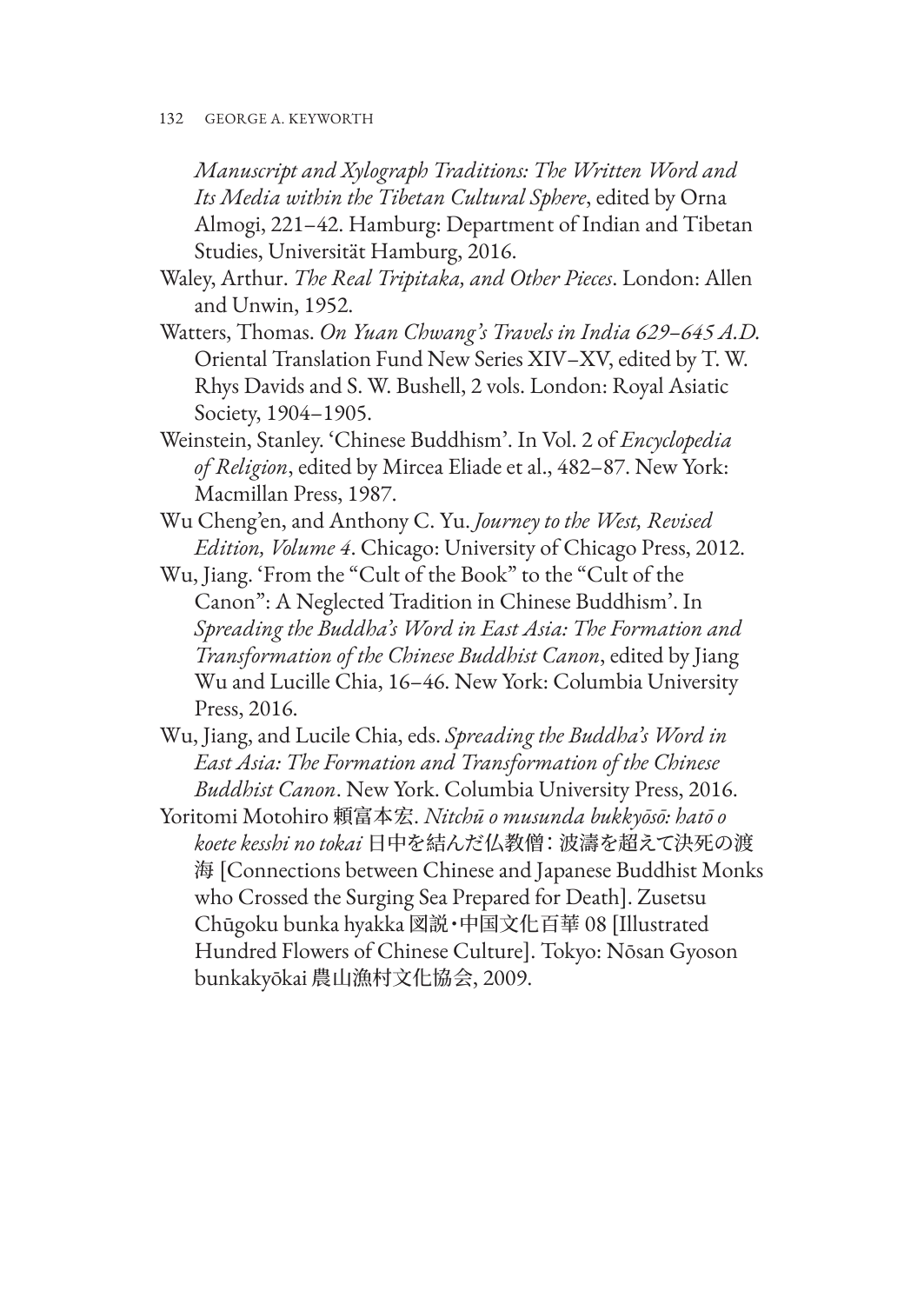*Manuscript and Xylograph Traditions: The Written Word and Its Media within the Tibetan Cultural Sphere*, edited by Orna Almogi, 221–42. Hamburg: Department of Indian and Tibetan Studies, Universität Hamburg, 2016.

Waley, Arthur. *The Real Tripitaka, and Other Pieces*. London: Allen and Unwin, 1952.

Watters, Thomas. *On Yuan Chwang's Travels in India 629–645 A.D.* Oriental Translation Fund New Series XIV–XV, edited by T. W. Rhys Davids and S. W. Bushell, 2 vols. London: Royal Asiatic Society, 1904–1905.

Weinstein, Stanley. 'Chinese Buddhism'. In Vol. 2 of *Encyclopedia of Religion*, edited by Mircea Eliade et al., 482–87. New York: Macmillan Press, 1987.

Wu Cheng'en, and Anthony C. Yu. *Journey to the West, Revised Edition, Volume 4*. Chicago: University of Chicago Press, 2012.

Wu, Jiang. 'From the "Cult of the Book" to the "Cult of the Canon": A Neglected Tradition in Chinese Buddhism'. In *Spreading the Buddha's Word in East Asia: The Formation and Transformation of the Chinese Buddhist Canon*, edited by Jiang Wu and Lucille Chia, 16–46. New York: Columbia University Press, 2016.

Wu, Jiang, and Lucile Chia, eds. *Spreading the Buddha's Word in East Asia: The Formation and Transformation of the Chinese Buddhist Canon*. New York. Columbia University Press, 2016.

Yoritomi Motohiro 頼富本宏. *Nitchū o musunda bukkyōsō: hatō o koete kesshi no tokai* 日中を結んだ仏教僧：波濤を超えて決死の渡海 [Connections between Chinese and Japanese Buddhist Monks who Crossed the Surging Sea Prepared for Death]. Zusetsu Chūgoku bunka hyakka 図説・中国文化百華 08 [Illustrated Hundred Flowers of Chinese Culture]. Tokyo: Nōsan Gyoson bunkakyōkai 農山漁村文化協会, 2009.